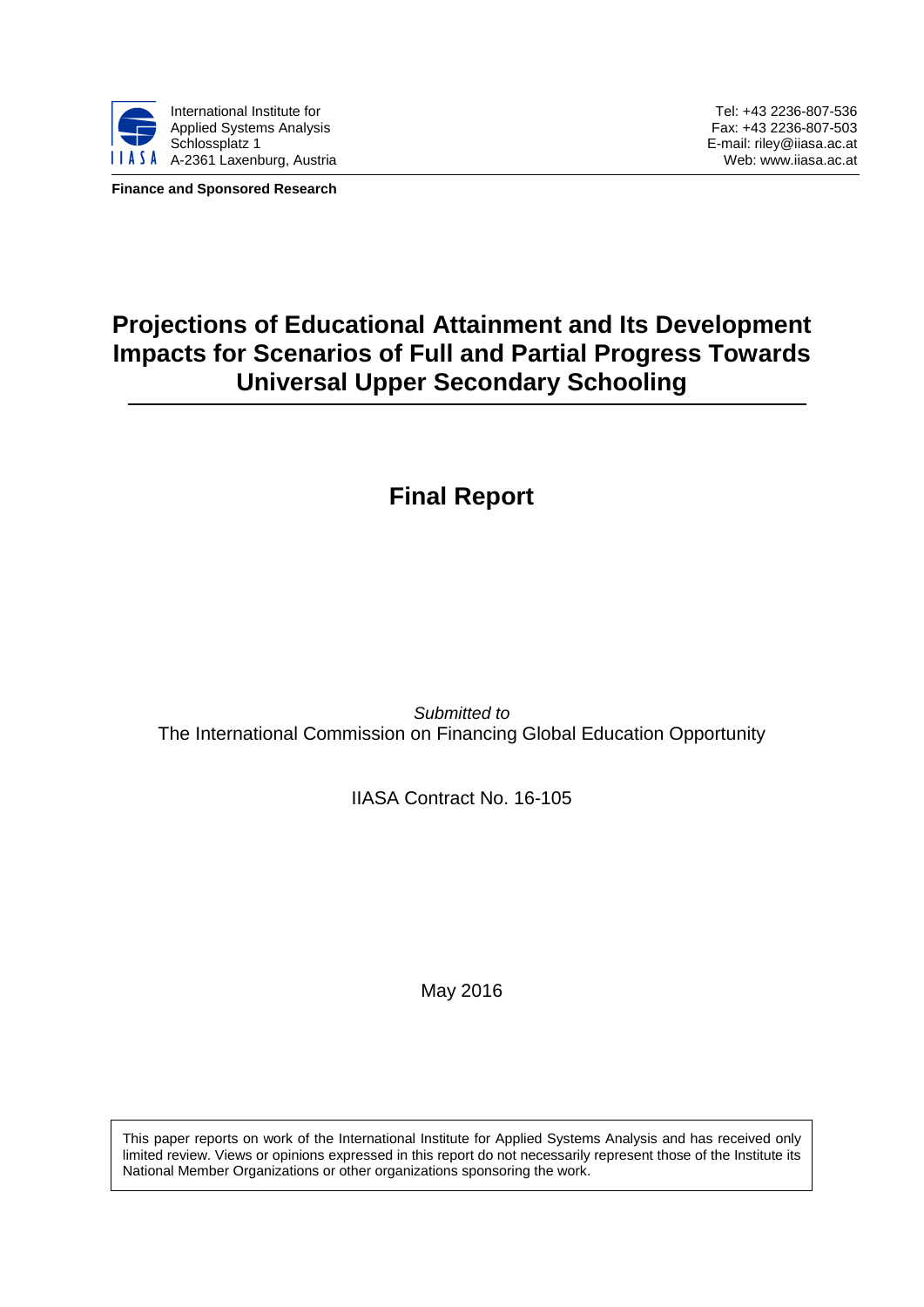International Institute for
Applied Systems Analysis
Schlossplatz 1
A-2361 Laxenburg, Austria

Tel: +43 2236-807-536
Fax: +43 2236-807-503
E-mail: riley@iiasa.ac.at
Web: www.iiasa.ac.at

**Finance and Sponsored Research**

# Projections of Educational Attainment and Its Development Impacts for Scenarios of Full and Partial Progress Towards Universal Upper Secondary Schooling

## Final Report

*Submitted to*
The International Commission on Financing Global Education Opportunity

IIASA Contract No. 16-105

May 2016

This paper reports on work of the International Institute for Applied Systems Analysis and has received only limited review. Views or opinions expressed in this report do not necessarily represent those of the Institute its National Member Organizations or other organizations sponsoring the work.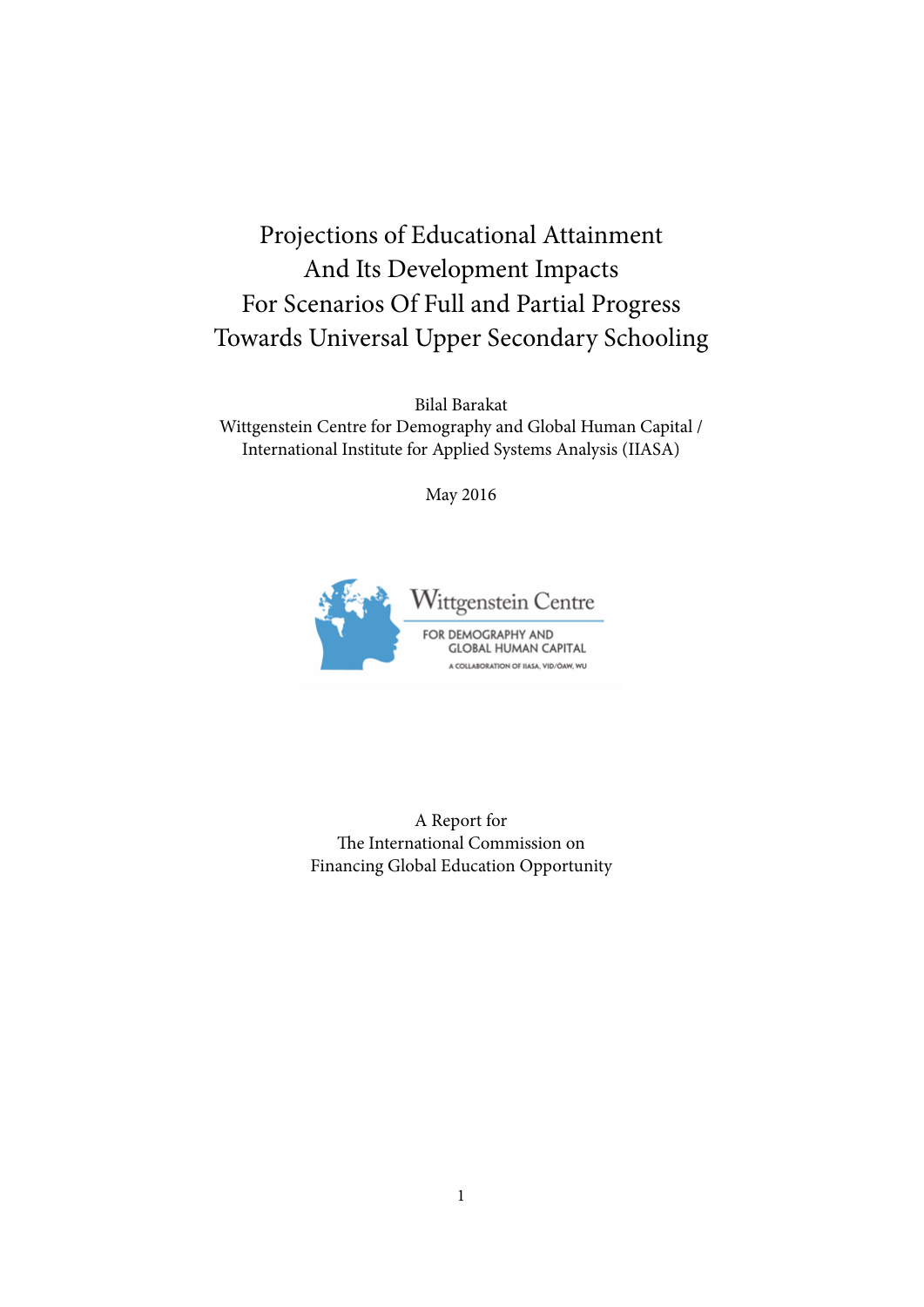# Projections of Educational Attainment And Its Development Impacts For Scenarios Of Full and Partial Progress Towards Universal Upper Secondary Schooling

Bilal Barakat
Wittgenstein Centre for Demography and Global Human Capital /
International Institute for Applied Systems Analysis (IIASA)

May 2016

Wittgenstein Centre
FOR DEMOGRAPHY AND GLOBAL HUMAN CAPITAL
A COLLABORATION OF IIASA, VID/OAW, WU

A Report for
The International Commission on
Financing Global Education Opportunity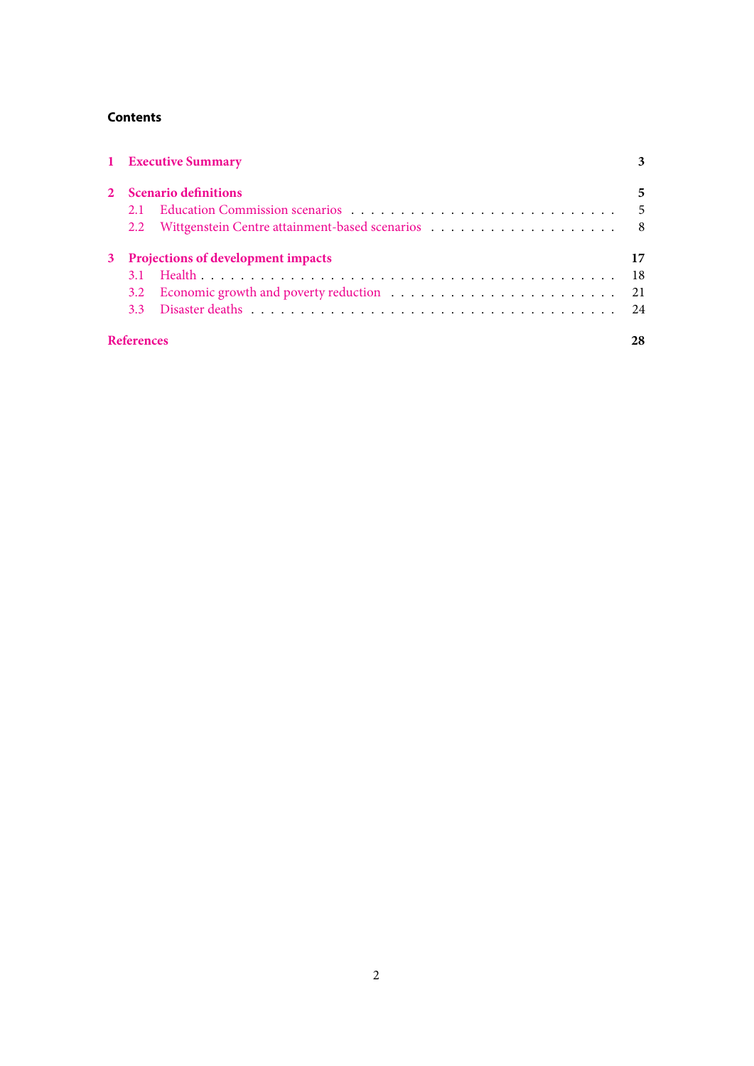## Contents

1 Executive Summary — 3

2 Scenario definitions — 5
- 2.1 Education Commission scenarios — 5
- 2.2 Wittgenstein Centre attainment-based scenarios — 8

3 Projections of development impacts — 17
- 3.1 Health — 18
- 3.2 Economic growth and poverty reduction — 21
- 3.3 Disaster deaths — 24

References — 28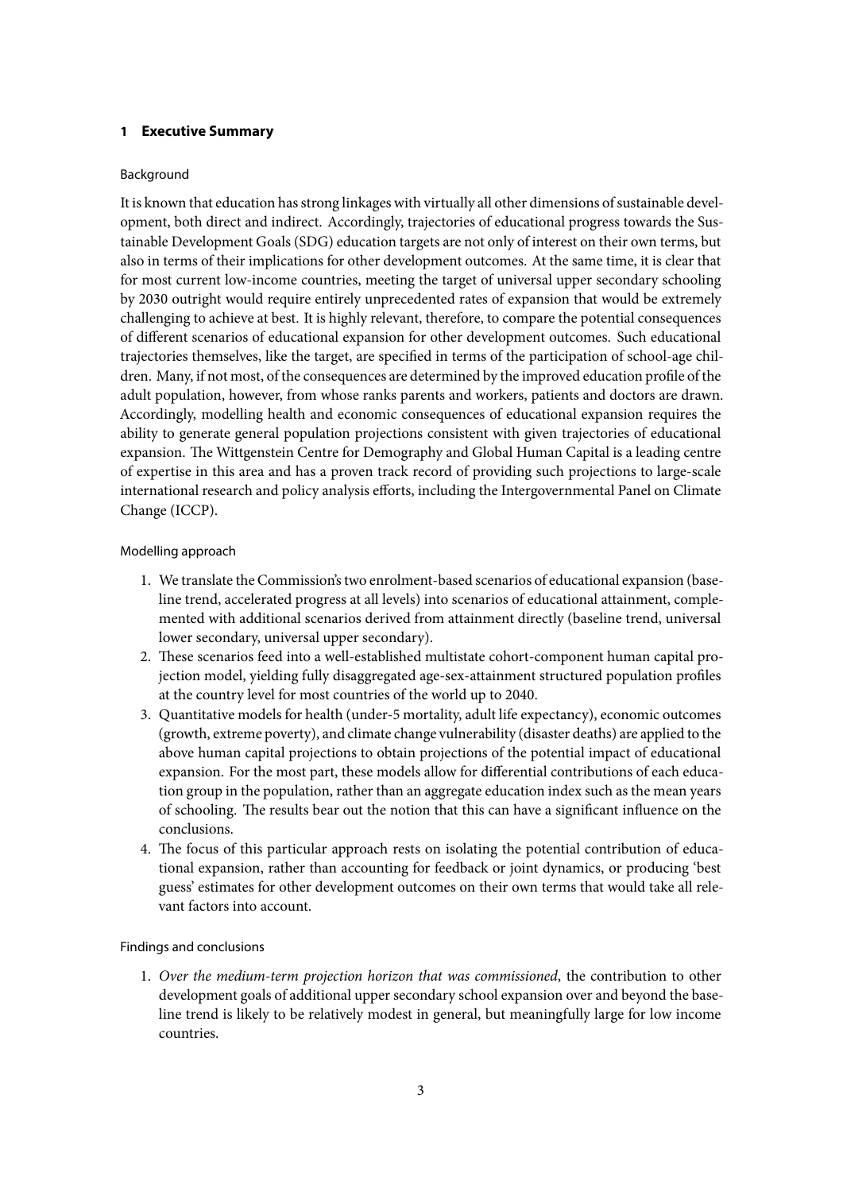## 1 Executive Summary

### Background

It is known that education has strong linkages with virtually all other dimensions of sustainable development, both direct and indirect. Accordingly, trajectories of educational progress towards the Sustainable Development Goals (SDG) education targets are not only of interest on their own terms, but also in terms of their implications for other development outcomes. At the same time, it is clear that for most current low-income countries, meeting the target of universal upper secondary schooling by 2030 outright would require entirely unprecedented rates of expansion that would be extremely challenging to achieve at best. It is highly relevant, therefore, to compare the potential consequences of different scenarios of educational expansion for other development outcomes. Such educational trajectories themselves, like the target, are specified in terms of the participation of school-age children. Many, if not most, of the consequences are determined by the improved education profile of the adult population, however, from whose ranks parents and workers, patients and doctors are drawn. Accordingly, modelling health and economic consequences of educational expansion requires the ability to generate general population projections consistent with given trajectories of educational expansion. The Wittgenstein Centre for Demography and Global Human Capital is a leading centre of expertise in this area and has a proven track record of providing such projections to large-scale international research and policy analysis efforts, including the Intergovernmental Panel on Climate Change (ICCP).

### Modelling approach

1. We translate the Commission's two enrolment-based scenarios of educational expansion (baseline trend, accelerated progress at all levels) into scenarios of educational attainment, complemented with additional scenarios derived from attainment directly (baseline trend, universal lower secondary, universal upper secondary).
2. These scenarios feed into a well-established multistate cohort-component human capital projection model, yielding fully disaggregated age-sex-attainment structured population profiles at the country level for most countries of the world up to 2040.
3. Quantitative models for health (under-5 mortality, adult life expectancy), economic outcomes (growth, extreme poverty), and climate change vulnerability (disaster deaths) are applied to the above human capital projections to obtain projections of the potential impact of educational expansion. For the most part, these models allow for differential contributions of each education group in the population, rather than an aggregate education index such as the mean years of schooling. The results bear out the notion that this can have a significant influence on the conclusions.
4. The focus of this particular approach rests on isolating the potential contribution of educational expansion, rather than accounting for feedback or joint dynamics, or producing 'best guess' estimates for other development outcomes on their own terms that would take all relevant factors into account.

### Findings and conclusions

1. *Over the medium-term projection horizon that was commissioned*, the contribution to other development goals of additional upper secondary school expansion over and beyond the baseline trend is likely to be relatively modest in general, but meaningfully large for low income countries.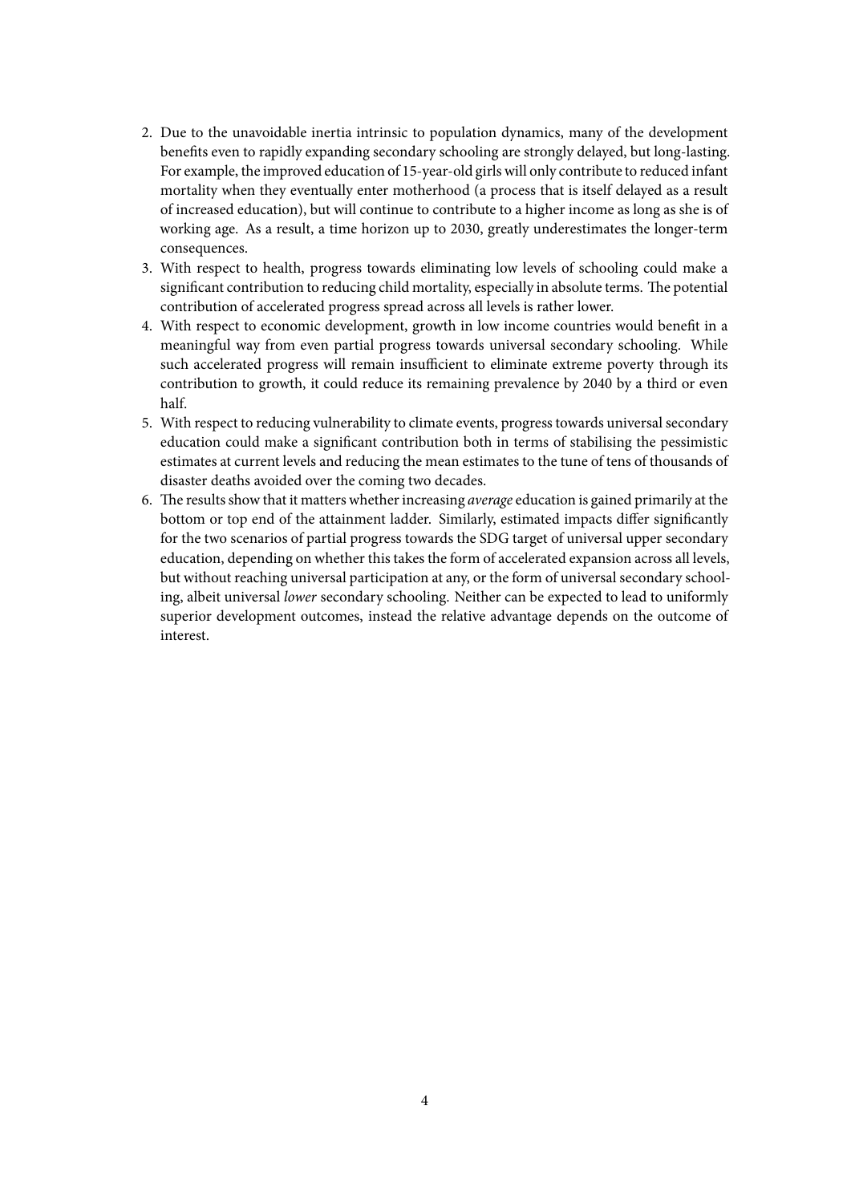2. Due to the unavoidable inertia intrinsic to population dynamics, many of the development benefits even to rapidly expanding secondary schooling are strongly delayed, but long-lasting. For example, the improved education of 15-year-old girls will only contribute to reduced infant mortality when they eventually enter motherhood (a process that is itself delayed as a result of increased education), but will continue to contribute to a higher income as long as she is of working age. As a result, a time horizon up to 2030, greatly underestimates the longer-term consequences.
3. With respect to health, progress towards eliminating low levels of schooling could make a significant contribution to reducing child mortality, especially in absolute terms. The potential contribution of accelerated progress spread across all levels is rather lower.
4. With respect to economic development, growth in low income countries would benefit in a meaningful way from even partial progress towards universal secondary schooling. While such accelerated progress will remain insufficient to eliminate extreme poverty through its contribution to growth, it could reduce its remaining prevalence by 2040 by a third or even half.
5. With respect to reducing vulnerability to climate events, progress towards universal secondary education could make a significant contribution both in terms of stabilising the pessimistic estimates at current levels and reducing the mean estimates to the tune of tens of thousands of disaster deaths avoided over the coming two decades.
6. The results show that it matters whether increasing *average* education is gained primarily at the bottom or top end of the attainment ladder. Similarly, estimated impacts differ significantly for the two scenarios of partial progress towards the SDG target of universal upper secondary education, depending on whether this takes the form of accelerated expansion across all levels, but without reaching universal participation at any, or the form of universal secondary schooling, albeit universal *lower* secondary schooling. Neither can be expected to lead to uniformly superior development outcomes, instead the relative advantage depends on the outcome of interest.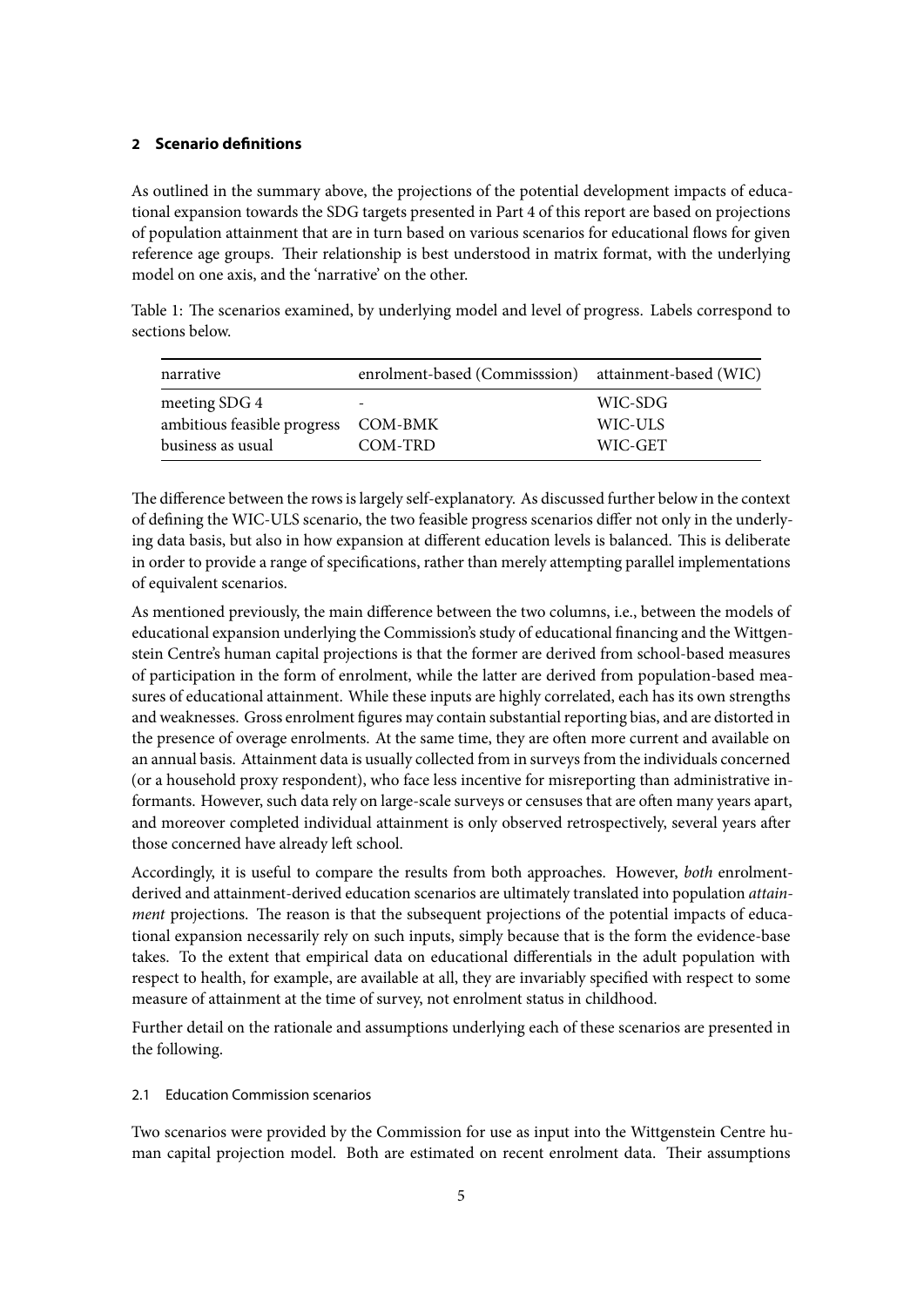## 2 Scenario definitions

As outlined in the summary above, the projections of the potential development impacts of educational expansion towards the SDG targets presented in Part 4 of this report are based on projections of population attainment that are in turn based on various scenarios for educational flows for given reference age groups. Their relationship is best understood in matrix format, with the underlying model on one axis, and the 'narrative' on the other.

Table 1: The scenarios examined, by underlying model and level of progress. Labels correspond to sections below.

| narrative | enrolment-based (Commisssion) | attainment-based (WIC) |
|---|---|---|
| meeting SDG 4 | - | WIC-SDG |
| ambitious feasible progress | COM-BMK | WIC-ULS |
| business as usual | COM-TRD | WIC-GET |

The difference between the rows is largely self-explanatory. As discussed further below in the context of defining the WIC-ULS scenario, the two feasible progress scenarios differ not only in the underlying data basis, but also in how expansion at different education levels is balanced. This is deliberate in order to provide a range of specifications, rather than merely attempting parallel implementations of equivalent scenarios.

As mentioned previously, the main difference between the two columns, i.e., between the models of educational expansion underlying the Commission's study of educational financing and the Wittgenstein Centre's human capital projections is that the former are derived from school-based measures of participation in the form of enrolment, while the latter are derived from population-based measures of educational attainment. While these inputs are highly correlated, each has its own strengths and weaknesses. Gross enrolment figures may contain substantial reporting bias, and are distorted in the presence of overage enrolments. At the same time, they are often more current and available on an annual basis. Attainment data is usually collected from in surveys from the individuals concerned (or a household proxy respondent), who face less incentive for misreporting than administrative informants. However, such data rely on large-scale surveys or censuses that are often many years apart, and moreover completed individual attainment is only observed retrospectively, several years after those concerned have already left school.

Accordingly, it is useful to compare the results from both approaches. However, *both* enrolment-derived and attainment-derived education scenarios are ultimately translated into population *attainment* projections. The reason is that the subsequent projections of the potential impacts of educational expansion necessarily rely on such inputs, simply because that is the form the evidence-base takes. To the extent that empirical data on educational differentials in the adult population with respect to health, for example, are available at all, they are invariably specified with respect to some measure of attainment at the time of survey, not enrolment status in childhood.

Further detail on the rationale and assumptions underlying each of these scenarios are presented in the following.

### 2.1 Education Commission scenarios

Two scenarios were provided by the Commission for use as input into the Wittgenstein Centre human capital projection model. Both are estimated on recent enrolment data. Their assumptions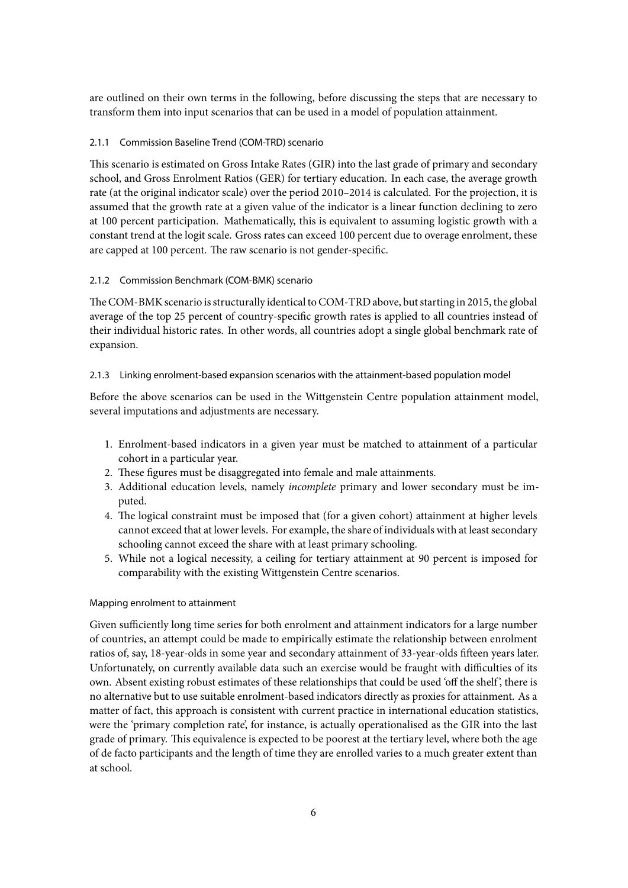are outlined on their own terms in the following, before discussing the steps that are necessary to transform them into input scenarios that can be used in a model of population attainment.

### 2.1.1 Commission Baseline Trend (COM-TRD) scenario

This scenario is estimated on Gross Intake Rates (GIR) into the last grade of primary and secondary school, and Gross Enrolment Ratios (GER) for tertiary education. In each case, the average growth rate (at the original indicator scale) over the period 2010–2014 is calculated. For the projection, it is assumed that the growth rate at a given value of the indicator is a linear function declining to zero at 100 percent participation. Mathematically, this is equivalent to assuming logistic growth with a constant trend at the logit scale. Gross rates can exceed 100 percent due to overage enrolment, these are capped at 100 percent. The raw scenario is not gender-specific.

### 2.1.2 Commission Benchmark (COM-BMK) scenario

The COM-BMK scenario is structurally identical to COM-TRD above, but starting in 2015, the global average of the top 25 percent of country-specific growth rates is applied to all countries instead of their individual historic rates. In other words, all countries adopt a single global benchmark rate of expansion.

### 2.1.3 Linking enrolment-based expansion scenarios with the attainment-based population model

Before the above scenarios can be used in the Wittgenstein Centre population attainment model, several imputations and adjustments are necessary.

1. Enrolment-based indicators in a given year must be matched to attainment of a particular cohort in a particular year.
2. These figures must be disaggregated into female and male attainments.
3. Additional education levels, namely *incomplete* primary and lower secondary must be imputed.
4. The logical constraint must be imposed that (for a given cohort) attainment at higher levels cannot exceed that at lower levels. For example, the share of individuals with at least secondary schooling cannot exceed the share with at least primary schooling.
5. While not a logical necessity, a ceiling for tertiary attainment at 90 percent is imposed for comparability with the existing Wittgenstein Centre scenarios.

#### Mapping enrolment to attainment

Given sufficiently long time series for both enrolment and attainment indicators for a large number of countries, an attempt could be made to empirically estimate the relationship between enrolment ratios of, say, 18-year-olds in some year and secondary attainment of 33-year-olds fifteen years later. Unfortunately, on currently available data such an exercise would be fraught with difficulties of its own. Absent existing robust estimates of these relationships that could be used 'off the shelf', there is no alternative but to use suitable enrolment-based indicators directly as proxies for attainment. As a matter of fact, this approach is consistent with current practice in international education statistics, were the 'primary completion rate', for instance, is actually operationalised as the GIR into the last grade of primary. This equivalence is expected to be poorest at the tertiary level, where both the age of de facto participants and the length of time they are enrolled varies to a much greater extent than at school.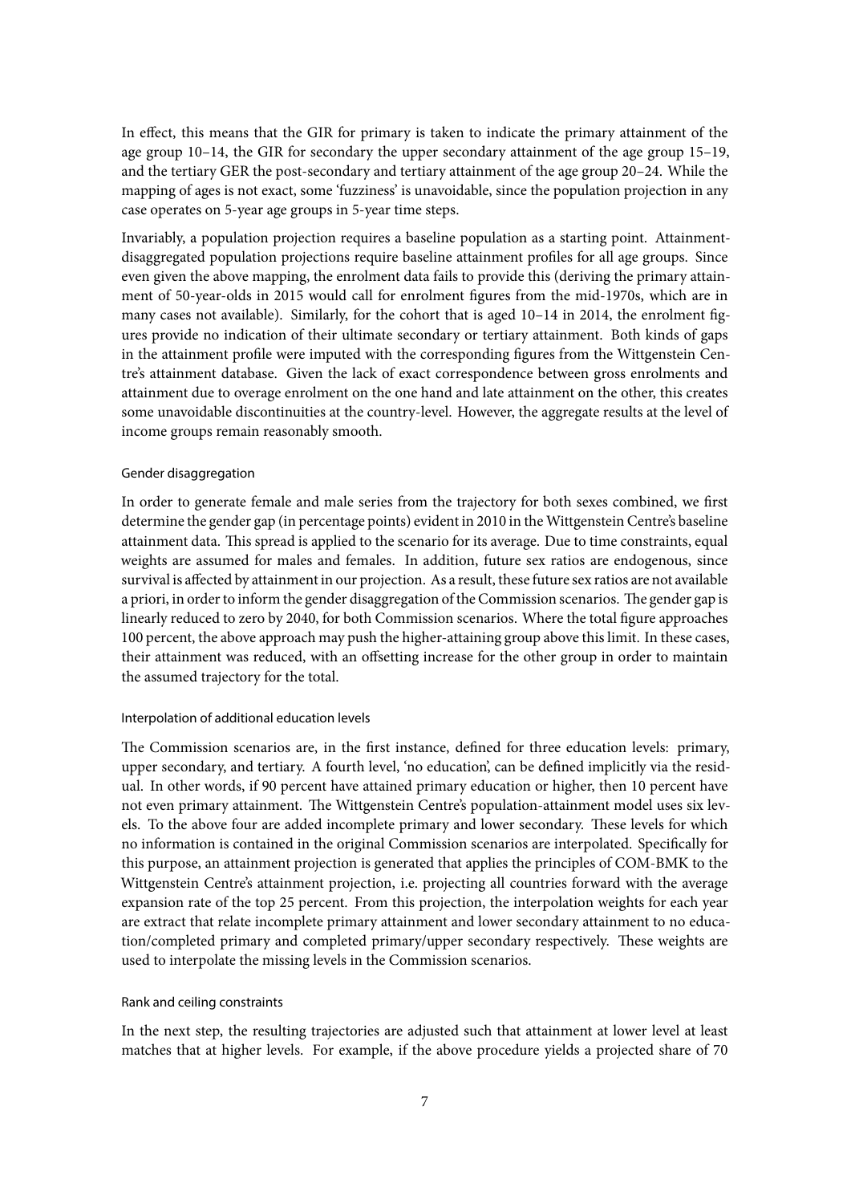In effect, this means that the GIR for primary is taken to indicate the primary attainment of the age group 10–14, the GIR for secondary the upper secondary attainment of the age group 15–19, and the tertiary GER the post-secondary and tertiary attainment of the age group 20–24. While the mapping of ages is not exact, some 'fuzziness' is unavoidable, since the population projection in any case operates on 5-year age groups in 5-year time steps.

Invariably, a population projection requires a baseline population as a starting point. Attainment-disaggregated population projections require baseline attainment profiles for all age groups. Since even given the above mapping, the enrolment data fails to provide this (deriving the primary attainment of 50-year-olds in 2015 would call for enrolment figures from the mid-1970s, which are in many cases not available). Similarly, for the cohort that is aged 10–14 in 2014, the enrolment figures provide no indication of their ultimate secondary or tertiary attainment. Both kinds of gaps in the attainment profile were imputed with the corresponding figures from the Wittgenstein Centre's attainment database. Given the lack of exact correspondence between gross enrolments and attainment due to overage enrolment on the one hand and late attainment on the other, this creates some unavoidable discontinuities at the country-level. However, the aggregate results at the level of income groups remain reasonably smooth.

#### Gender disaggregation

In order to generate female and male series from the trajectory for both sexes combined, we first determine the gender gap (in percentage points) evident in 2010 in the Wittgenstein Centre's baseline attainment data. This spread is applied to the scenario for its average. Due to time constraints, equal weights are assumed for males and females. In addition, future sex ratios are endogenous, since survival is affected by attainment in our projection. As a result, these future sex ratios are not available a priori, in order to inform the gender disaggregation of the Commission scenarios. The gender gap is linearly reduced to zero by 2040, for both Commission scenarios. Where the total figure approaches 100 percent, the above approach may push the higher-attaining group above this limit. In these cases, their attainment was reduced, with an offsetting increase for the other group in order to maintain the assumed trajectory for the total.

#### Interpolation of additional education levels

The Commission scenarios are, in the first instance, defined for three education levels: primary, upper secondary, and tertiary. A fourth level, 'no education', can be defined implicitly via the residual. In other words, if 90 percent have attained primary education or higher, then 10 percent have not even primary attainment. The Wittgenstein Centre's population-attainment model uses six levels. To the above four are added incomplete primary and lower secondary. These levels for which no information is contained in the original Commission scenarios are interpolated. Specifically for this purpose, an attainment projection is generated that applies the principles of COM-BMK to the Wittgenstein Centre's attainment projection, i.e. projecting all countries forward with the average expansion rate of the top 25 percent. From this projection, the interpolation weights for each year are extract that relate incomplete primary attainment and lower secondary attainment to no education/completed primary and completed primary/upper secondary respectively. These weights are used to interpolate the missing levels in the Commission scenarios.

#### Rank and ceiling constraints

In the next step, the resulting trajectories are adjusted such that attainment at lower level at least matches that at higher levels. For example, if the above procedure yields a projected share of 70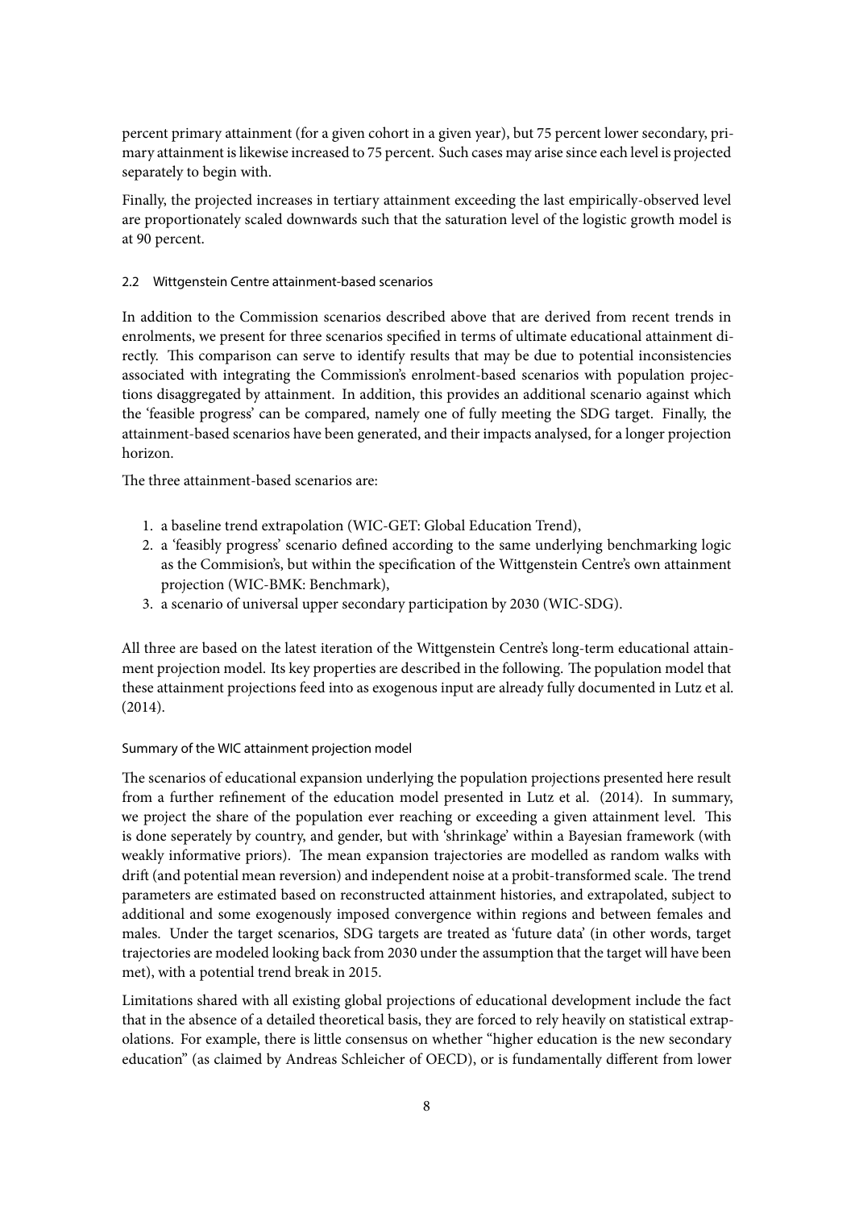percent primary attainment (for a given cohort in a given year), but 75 percent lower secondary, primary attainment is likewise increased to 75 percent. Such cases may arise since each level is projected separately to begin with.

Finally, the projected increases in tertiary attainment exceeding the last empirically-observed level are proportionately scaled downwards such that the saturation level of the logistic growth model is at 90 percent.

### 2.2 Wittgenstein Centre attainment-based scenarios

In addition to the Commission scenarios described above that are derived from recent trends in enrolments, we present for three scenarios specified in terms of ultimate educational attainment directly. This comparison can serve to identify results that may be due to potential inconsistencies associated with integrating the Commission's enrolment-based scenarios with population projections disaggregated by attainment. In addition, this provides an additional scenario against which the 'feasible progress' can be compared, namely one of fully meeting the SDG target. Finally, the attainment-based scenarios have been generated, and their impacts analysed, for a longer projection horizon.

The three attainment-based scenarios are:

1. a baseline trend extrapolation (WIC-GET: Global Education Trend),
2. a 'feasibly progress' scenario defined according to the same underlying benchmarking logic as the Commision's, but within the specification of the Wittgenstein Centre's own attainment projection (WIC-BMK: Benchmark),
3. a scenario of universal upper secondary participation by 2030 (WIC-SDG).

All three are based on the latest iteration of the Wittgenstein Centre's long-term educational attainment projection model. Its key properties are described in the following. The population model that these attainment projections feed into as exogenous input are already fully documented in Lutz et al. (2014).

#### Summary of the WIC attainment projection model

The scenarios of educational expansion underlying the population projections presented here result from a further refinement of the education model presented in Lutz et al. (2014). In summary, we project the share of the population ever reaching or exceeding a given attainment level. This is done seperately by country, and gender, but with 'shrinkage' within a Bayesian framework (with weakly informative priors). The mean expansion trajectories are modelled as random walks with drift (and potential mean reversion) and independent noise at a probit-transformed scale. The trend parameters are estimated based on reconstructed attainment histories, and extrapolated, subject to additional and some exogenously imposed convergence within regions and between females and males. Under the target scenarios, SDG targets are treated as 'future data' (in other words, target trajectories are modeled looking back from 2030 under the assumption that the target will have been met), with a potential trend break in 2015.

Limitations shared with all existing global projections of educational development include the fact that in the absence of a detailed theoretical basis, they are forced to rely heavily on statistical extrapolations. For example, there is little consensus on whether "higher education is the new secondary education" (as claimed by Andreas Schleicher of OECD), or is fundamentally different from lower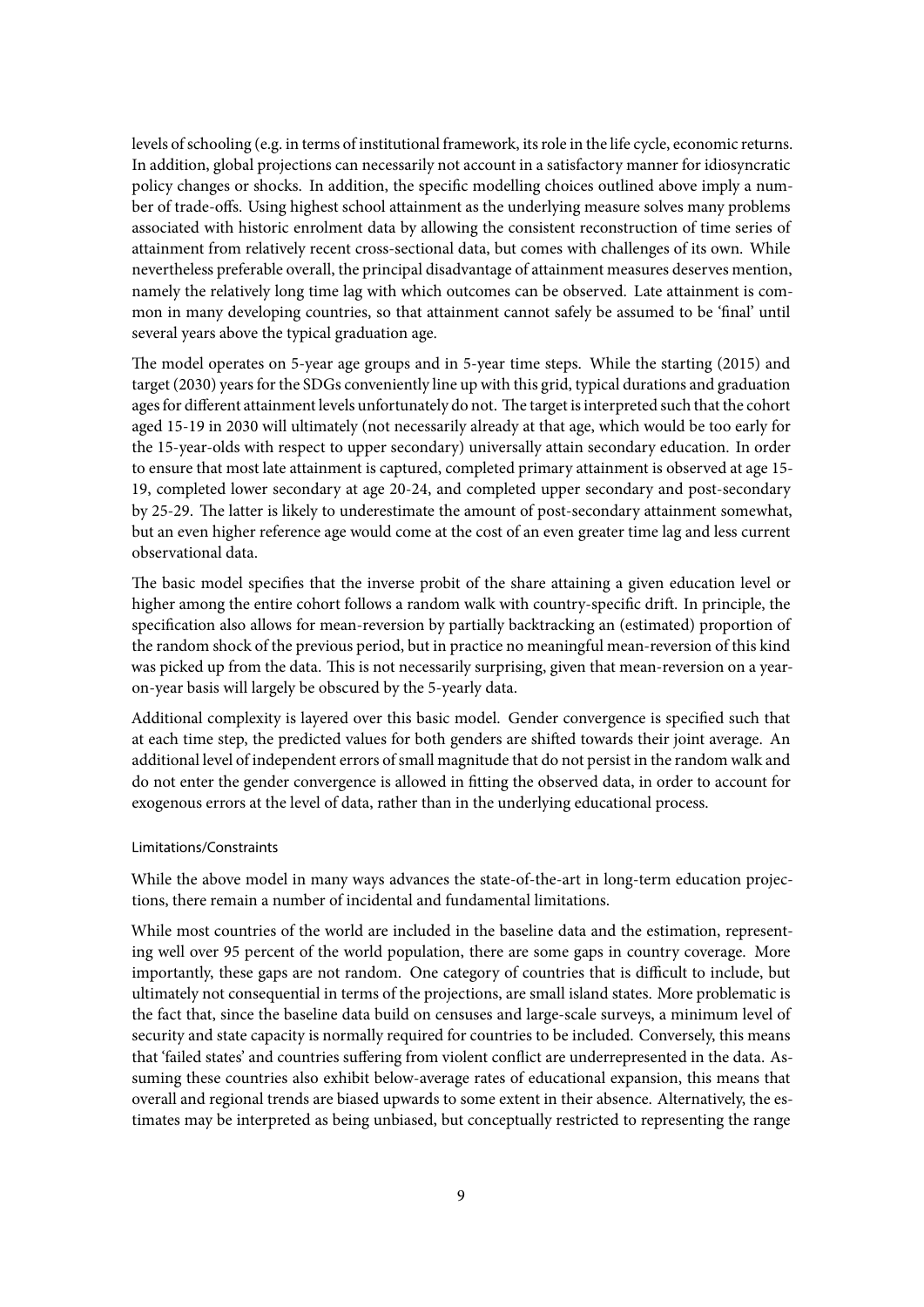levels of schooling (e.g. in terms of institutional framework, its role in the life cycle, economic returns. In addition, global projections can necessarily not account in a satisfactory manner for idiosyncratic policy changes or shocks. In addition, the specific modelling choices outlined above imply a number of trade-offs. Using highest school attainment as the underlying measure solves many problems associated with historic enrolment data by allowing the consistent reconstruction of time series of attainment from relatively recent cross-sectional data, but comes with challenges of its own. While nevertheless preferable overall, the principal disadvantage of attainment measures deserves mention, namely the relatively long time lag with which outcomes can be observed. Late attainment is common in many developing countries, so that attainment cannot safely be assumed to be 'final' until several years above the typical graduation age.

The model operates on 5-year age groups and in 5-year time steps. While the starting (2015) and target (2030) years for the SDGs conveniently line up with this grid, typical durations and graduation ages for different attainment levels unfortunately do not. The target is interpreted such that the cohort aged 15-19 in 2030 will ultimately (not necessarily already at that age, which would be too early for the 15-year-olds with respect to upper secondary) universally attain secondary education. In order to ensure that most late attainment is captured, completed primary attainment is observed at age 15-19, completed lower secondary at age 20-24, and completed upper secondary and post-secondary by 25-29. The latter is likely to underestimate the amount of post-secondary attainment somewhat, but an even higher reference age would come at the cost of an even greater time lag and less current observational data.

The basic model specifies that the inverse probit of the share attaining a given education level or higher among the entire cohort follows a random walk with country-specific drift. In principle, the specification also allows for mean-reversion by partially backtracking an (estimated) proportion of the random shock of the previous period, but in practice no meaningful mean-reversion of this kind was picked up from the data. This is not necessarily surprising, given that mean-reversion on a year-on-year basis will largely be obscured by the 5-yearly data.

Additional complexity is layered over this basic model. Gender convergence is specified such that at each time step, the predicted values for both genders are shifted towards their joint average. An additional level of independent errors of small magnitude that do not persist in the random walk and do not enter the gender convergence is allowed in fitting the observed data, in order to account for exogenous errors at the level of data, rather than in the underlying educational process.

#### Limitations/Constraints

While the above model in many ways advances the state-of-the-art in long-term education projections, there remain a number of incidental and fundamental limitations.

While most countries of the world are included in the baseline data and the estimation, representing well over 95 percent of the world population, there are some gaps in country coverage. More importantly, these gaps are not random. One category of countries that is difficult to include, but ultimately not consequential in terms of the projections, are small island states. More problematic is the fact that, since the baseline data build on censuses and large-scale surveys, a minimum level of security and state capacity is normally required for countries to be included. Conversely, this means that 'failed states' and countries suffering from violent conflict are underrepresented in the data. Assuming these countries also exhibit below-average rates of educational expansion, this means that overall and regional trends are biased upwards to some extent in their absence. Alternatively, the estimates may be interpreted as being unbiased, but conceptually restricted to representing the range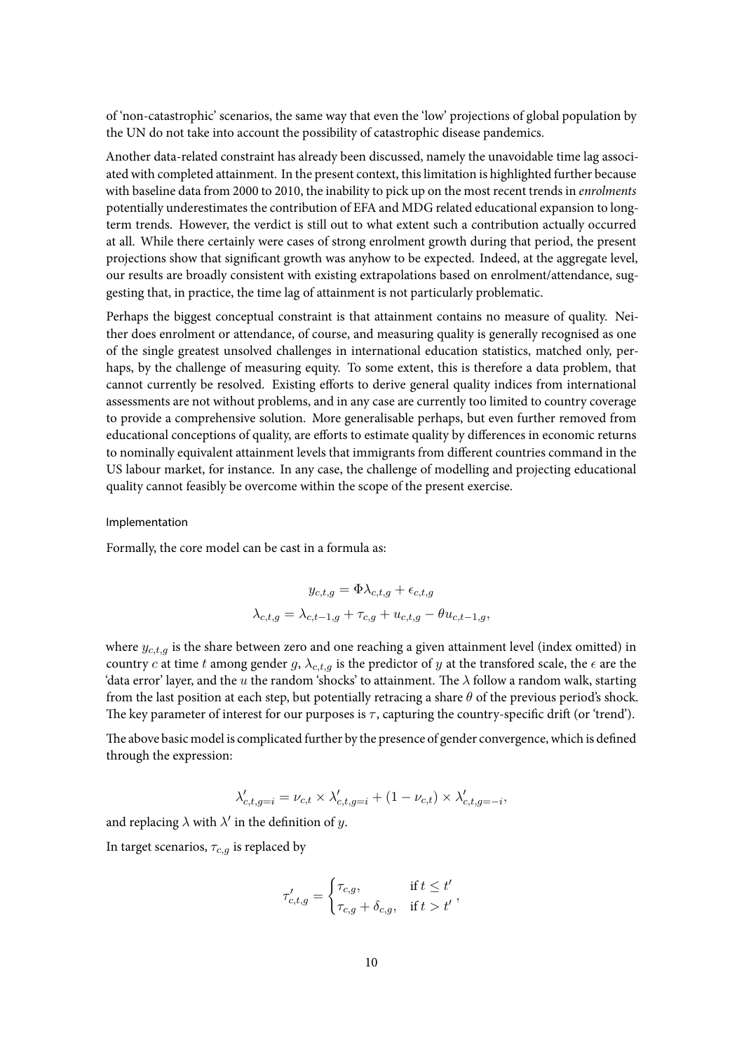of 'non-catastrophic' scenarios, the same way that even the 'low' projections of global population by the UN do not take into account the possibility of catastrophic disease pandemics.

Another data-related constraint has already been discussed, namely the unavoidable time lag associated with completed attainment. In the present context, this limitation is highlighted further because with baseline data from 2000 to 2010, the inability to pick up on the most recent trends in *enrolments* potentially underestimates the contribution of EFA and MDG related educational expansion to long-term trends. However, the verdict is still out to what extent such a contribution actually occurred at all. While there certainly were cases of strong enrolment growth during that period, the present projections show that significant growth was anyhow to be expected. Indeed, at the aggregate level, our results are broadly consistent with existing extrapolations based on enrolment/attendance, suggesting that, in practice, the time lag of attainment is not particularly problematic.

Perhaps the biggest conceptual constraint is that attainment contains no measure of quality. Neither does enrolment or attendance, of course, and measuring quality is generally recognised as one of the single greatest unsolved challenges in international education statistics, matched only, perhaps, by the challenge of measuring equity. To some extent, this is therefore a data problem, that cannot currently be resolved. Existing efforts to derive general quality indices from international assessments are not without problems, and in any case are currently too limited to country coverage to provide a comprehensive solution. More generalisable perhaps, but even further removed from educational conceptions of quality, are efforts to estimate quality by differences in economic returns to nominally equivalent attainment levels that immigrants from different countries command in the US labour market, for instance. In any case, the challenge of modelling and projecting educational quality cannot feasibly be overcome within the scope of the present exercise.

#### Implementation

Formally, the core model can be cast in a formula as:

$$y_{c,t,g} = \Phi\lambda_{c,t,g} + \epsilon_{c,t,g}$$

$$\lambda_{c,t,g} = \lambda_{c,t-1,g} + \tau_{c,g} + u_{c,t,g} - \theta u_{c,t-1,g},$$

where $y_{c,t,g}$ is the share between zero and one reaching a given attainment level (index omitted) in country $c$ at time $t$ among gender $g$, $\lambda_{c,t,g}$ is the predictor of $y$ at the transfored scale, the $\epsilon$ are the 'data error' layer, and the $u$ the random 'shocks' to attainment. The $\lambda$ follow a random walk, starting from the last position at each step, but potentially retracing a share $\theta$ of the previous period's shock. The key parameter of interest for our purposes is $\tau$, capturing the country-specific drift (or 'trend').

The above basic model is complicated further by the presence of gender convergence, which is defined through the expression:

$$\lambda'_{c,t,g=i} = \nu_{c,t} \times \lambda'_{c,t,g=i} + (1 - \nu_{c,t}) \times \lambda'_{c,t,g=-i},$$

and replacing $\lambda$ with $\lambda'$ in the definition of $y$.

In target scenarios, $\tau_{c,g}$ is replaced by

$$\tau'_{c,t,g} = \begin{cases} \tau_{c,g}, & \text{if } t \leq t' \\ \tau_{c,g} + \delta_{c,g}, & \text{if } t > t' \end{cases},$$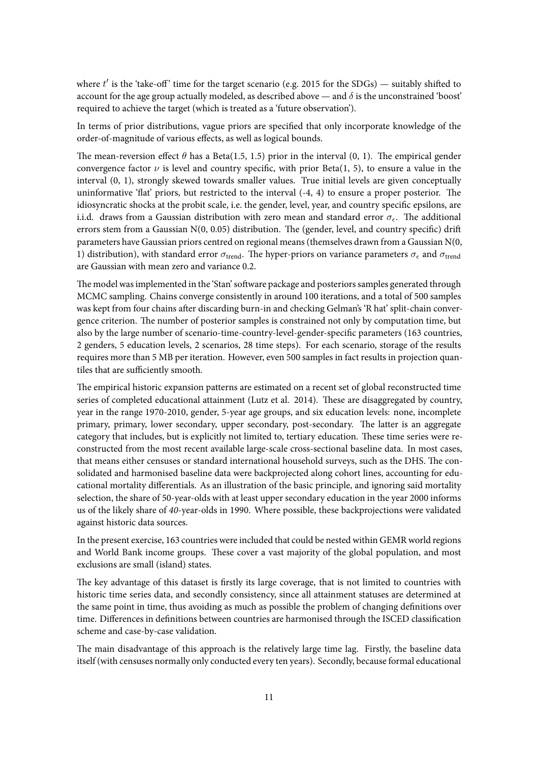where $t'$ is the 'take-off' time for the target scenario (e.g. 2015 for the SDGs) — suitably shifted to account for the age group actually modeled, as described above — and $\delta$ is the unconstrained 'boost' required to achieve the target (which is treated as a 'future observation').

In terms of prior distributions, vague priors are specified that only incorporate knowledge of the order-of-magnitude of various effects, as well as logical bounds.

The mean-reversion effect $\theta$ has a Beta(1.5, 1.5) prior in the interval (0, 1). The empirical gender convergence factor $\nu$ is level and country specific, with prior Beta(1, 5), to ensure a value in the interval (0, 1), strongly skewed towards smaller values. True initial levels are given conceptually uninformative 'flat' priors, but restricted to the interval (-4, 4) to ensure a proper posterior. The idiosyncratic shocks at the probit scale, i.e. the gender, level, year, and country specific epsilons, are i.i.d. draws from a Gaussian distribution with zero mean and standard error $\sigma_\epsilon$. The additional errors stem from a Gaussian N(0, 0.05) distribution. The (gender, level, and country specific) drift parameters have Gaussian priors centred on regional means (themselves drawn from a Gaussian N(0, 1) distribution), with standard error $\sigma_{\text{trend}}$. The hyper-priors on variance parameters $\sigma_\epsilon$ and $\sigma_{\text{trend}}$ are Gaussian with mean zero and variance 0.2.

The model was implemented in the 'Stan' software package and posteriors samples generated through MCMC sampling. Chains converge consistently in around 100 iterations, and a total of 500 samples was kept from four chains after discarding burn-in and checking Gelman's 'R hat' split-chain convergence criterion. The number of posterior samples is constrained not only by computation time, but also by the large number of scenario-time-country-level-gender-specific parameters (163 countries, 2 genders, 5 education levels, 2 scenarios, 28 time steps). For each scenario, storage of the results requires more than 5 MB per iteration. However, even 500 samples in fact results in projection quantiles that are sufficiently smooth.

The empirical historic expansion patterns are estimated on a recent set of global reconstructed time series of completed educational attainment (Lutz et al. 2014). These are disaggregated by country, year in the range 1970-2010, gender, 5-year age groups, and six education levels: none, incomplete primary, primary, lower secondary, upper secondary, post-secondary. The latter is an aggregate category that includes, but is explicitly not limited to, tertiary education. These time series were reconstructed from the most recent available large-scale cross-sectional baseline data. In most cases, that means either censuses or standard international household surveys, such as the DHS. The consolidated and harmonised baseline data were backprojected along cohort lines, accounting for educational mortality differentials. As an illustration of the basic principle, and ignoring said mortality selection, the share of 50-year-olds with at least upper secondary education in the year 2000 informs us of the likely share of *40*-year-olds in 1990. Where possible, these backprojections were validated against historic data sources.

In the present exercise, 163 countries were included that could be nested within GEMR world regions and World Bank income groups. These cover a vast majority of the global population, and most exclusions are small (island) states.

The key advantage of this dataset is firstly its large coverage, that is not limited to countries with historic time series data, and secondly consistency, since all attainment statuses are determined at the same point in time, thus avoiding as much as possible the problem of changing definitions over time. Differences in definitions between countries are harmonised through the ISCED classification scheme and case-by-case validation.

The main disadvantage of this approach is the relatively large time lag. Firstly, the baseline data itself (with censuses normally only conducted every ten years). Secondly, because formal educational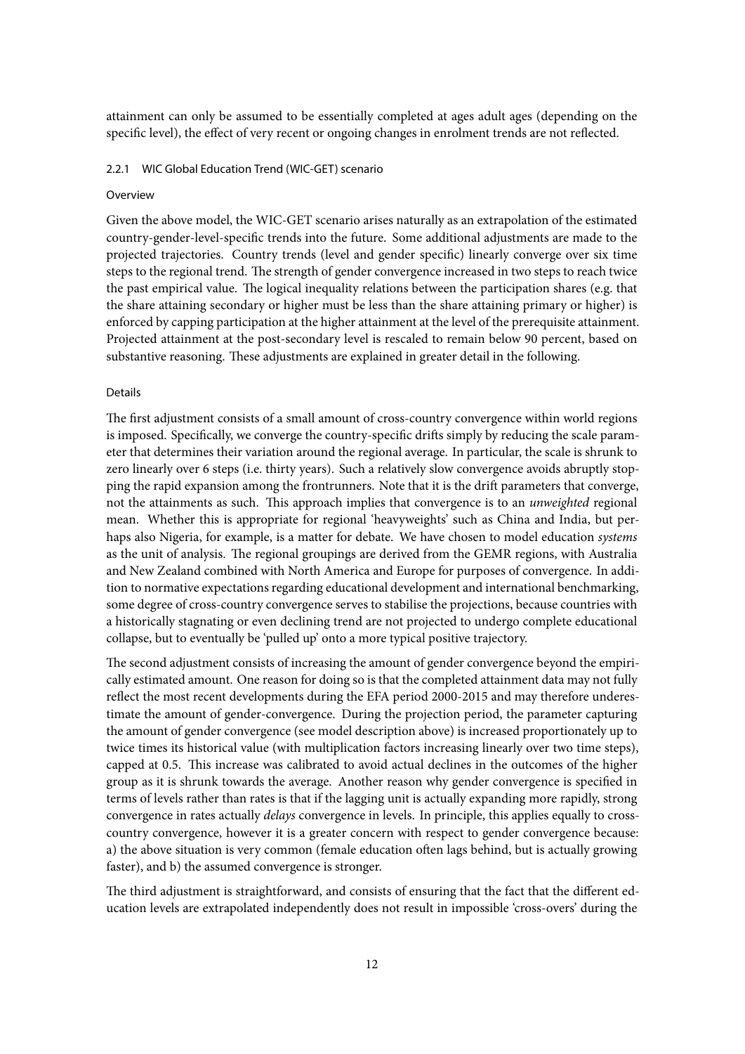attainment can only be assumed to be essentially completed at ages adult ages (depending on the specific level), the effect of very recent or ongoing changes in enrolment trends are not reflected.

#### 2.2.1 WIC Global Education Trend (WIC-GET) scenario

##### Overview

Given the above model, the WIC-GET scenario arises naturally as an extrapolation of the estimated country-gender-level-specific trends into the future. Some additional adjustments are made to the projected trajectories. Country trends (level and gender specific) linearly converge over six time steps to the regional trend. The strength of gender convergence increased in two steps to reach twice the past empirical value. The logical inequality relations between the participation shares (e.g. that the share attaining secondary or higher must be less than the share attaining primary or higher) is enforced by capping participation at the higher attainment at the level of the prerequisite attainment. Projected attainment at the post-secondary level is rescaled to remain below 90 percent, based on substantive reasoning. These adjustments are explained in greater detail in the following.

##### Details

The first adjustment consists of a small amount of cross-country convergence within world regions is imposed. Specifically, we converge the country-specific drifts simply by reducing the scale parameter that determines their variation around the regional average. In particular, the scale is shrunk to zero linearly over 6 steps (i.e. thirty years). Such a relatively slow convergence avoids abruptly stopping the rapid expansion among the frontrunners. Note that it is the drift parameters that converge, not the attainments as such. This approach implies that convergence is to an *unweighted* regional mean. Whether this is appropriate for regional 'heavyweights' such as China and India, but perhaps also Nigeria, for example, is a matter for debate. We have chosen to model education *systems* as the unit of analysis. The regional groupings are derived from the GEMR regions, with Australia and New Zealand combined with North America and Europe for purposes of convergence. In addition to normative expectations regarding educational development and international benchmarking, some degree of cross-country convergence serves to stabilise the projections, because countries with a historically stagnating or even declining trend are not projected to undergo complete educational collapse, but to eventually be 'pulled up' onto a more typical positive trajectory.

The second adjustment consists of increasing the amount of gender convergence beyond the empirically estimated amount. One reason for doing so is that the completed attainment data may not fully reflect the most recent developments during the EFA period 2000-2015 and may therefore underestimate the amount of gender-convergence. During the projection period, the parameter capturing the amount of gender convergence (see model description above) is increased proportionately up to twice times its historical value (with multiplication factors increasing linearly over two time steps), capped at 0.5. This increase was calibrated to avoid actual declines in the outcomes of the higher group as it is shrunk towards the average. Another reason why gender convergence is specified in terms of levels rather than rates is that if the lagging unit is actually expanding more rapidly, strong convergence in rates actually *delays* convergence in levels. In principle, this applies equally to cross-country convergence, however it is a greater concern with respect to gender convergence because: a) the above situation is very common (female education often lags behind, but is actually growing faster), and b) the assumed convergence is stronger.

The third adjustment is straightforward, and consists of ensuring that the fact that the different education levels are extrapolated independently does not result in impossible 'cross-overs' during the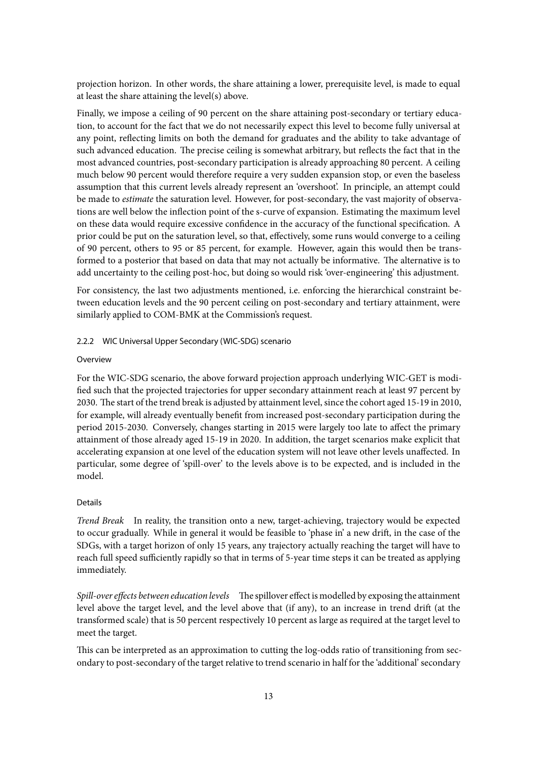projection horizon. In other words, the share attaining a lower, prerequisite level, is made to equal at least the share attaining the level(s) above.

Finally, we impose a ceiling of 90 percent on the share attaining post-secondary or tertiary education, to account for the fact that we do not necessarily expect this level to become fully universal at any point, reflecting limits on both the demand for graduates and the ability to take advantage of such advanced education. The precise ceiling is somewhat arbitrary, but reflects the fact that in the most advanced countries, post-secondary participation is already approaching 80 percent. A ceiling much below 90 percent would therefore require a very sudden expansion stop, or even the baseless assumption that this current levels already represent an 'overshoot'. In principle, an attempt could be made to *estimate* the saturation level. However, for post-secondary, the vast majority of observations are well below the inflection point of the s-curve of expansion. Estimating the maximum level on these data would require excessive confidence in the accuracy of the functional specification. A prior could be put on the saturation level, so that, effectively, some runs would converge to a ceiling of 90 percent, others to 95 or 85 percent, for example. However, again this would then be transformed to a posterior that based on data that may not actually be informative. The alternative is to add uncertainty to the ceiling post-hoc, but doing so would risk 'over-engineering' this adjustment.

For consistency, the last two adjustments mentioned, i.e. enforcing the hierarchical constraint between education levels and the 90 percent ceiling on post-secondary and tertiary attainment, were similarly applied to COM-BMK at the Commission's request.

### 2.2.2 WIC Universal Upper Secondary (WIC-SDG) scenario

#### Overview

For the WIC-SDG scenario, the above forward projection approach underlying WIC-GET is modified such that the projected trajectories for upper secondary attainment reach at least 97 percent by 2030. The start of the trend break is adjusted by attainment level, since the cohort aged 15-19 in 2010, for example, will already eventually benefit from increased post-secondary participation during the period 2015-2030. Conversely, changes starting in 2015 were largely too late to affect the primary attainment of those already aged 15-19 in 2020. In addition, the target scenarios make explicit that accelerating expansion at one level of the education system will not leave other levels unaffected. In particular, some degree of 'spill-over' to the levels above is to be expected, and is included in the model.

#### Details

*Trend Break* In reality, the transition onto a new, target-achieving, trajectory would be expected to occur gradually. While in general it would be feasible to 'phase in' a new drift, in the case of the SDGs, with a target horizon of only 15 years, any trajectory actually reaching the target will have to reach full speed sufficiently rapidly so that in terms of 5-year time steps it can be treated as applying immediately.

*Spill-over effects between education levels* The spillover effect is modelled by exposing the attainment level above the target level, and the level above that (if any), to an increase in trend drift (at the transformed scale) that is 50 percent respectively 10 percent as large as required at the target level to meet the target.

This can be interpreted as an approximation to cutting the log-odds ratio of transitioning from secondary to post-secondary of the target relative to trend scenario in half for the 'additional' secondary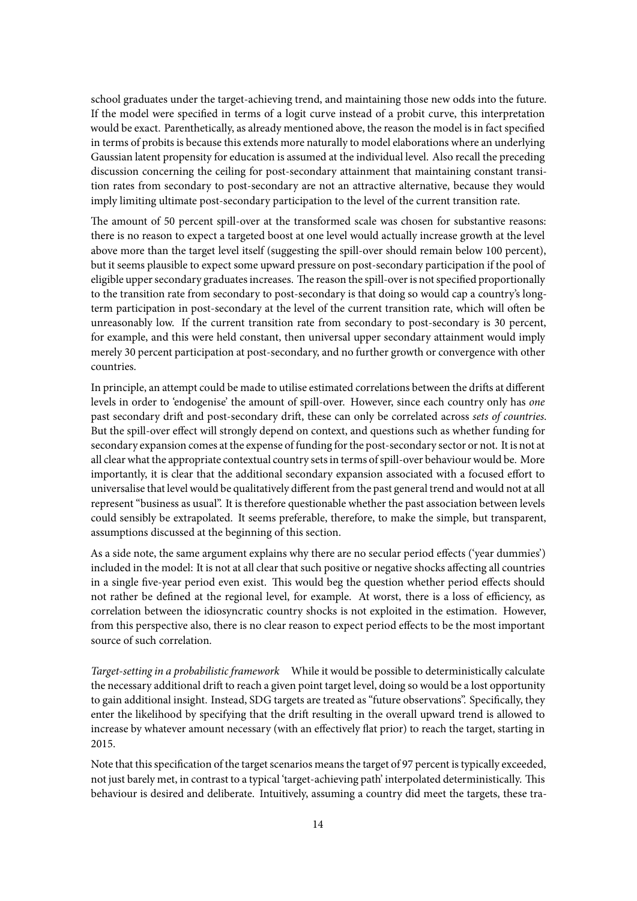school graduates under the target-achieving trend, and maintaining those new odds into the future. If the model were specified in terms of a logit curve instead of a probit curve, this interpretation would be exact. Parenthetically, as already mentioned above, the reason the model is in fact specified in terms of probits is because this extends more naturally to model elaborations where an underlying Gaussian latent propensity for education is assumed at the individual level. Also recall the preceding discussion concerning the ceiling for post-secondary attainment that maintaining constant transition rates from secondary to post-secondary are not an attractive alternative, because they would imply limiting ultimate post-secondary participation to the level of the current transition rate.

The amount of 50 percent spill-over at the transformed scale was chosen for substantive reasons: there is no reason to expect a targeted boost at one level would actually increase growth at the level above more than the target level itself (suggesting the spill-over should remain below 100 percent), but it seems plausible to expect some upward pressure on post-secondary participation if the pool of eligible upper secondary graduates increases. The reason the spill-over is not specified proportionally to the transition rate from secondary to post-secondary is that doing so would cap a country's long-term participation in post-secondary at the level of the current transition rate, which will often be unreasonably low. If the current transition rate from secondary to post-secondary is 30 percent, for example, and this were held constant, then universal upper secondary attainment would imply merely 30 percent participation at post-secondary, and no further growth or convergence with other countries.

In principle, an attempt could be made to utilise estimated correlations between the drifts at different levels in order to 'endogenise' the amount of spill-over. However, since each country only has *one* past secondary drift and post-secondary drift, these can only be correlated across *sets of countries*. But the spill-over effect will strongly depend on context, and questions such as whether funding for secondary expansion comes at the expense of funding for the post-secondary sector or not. It is not at all clear what the appropriate contextual country sets in terms of spill-over behaviour would be. More importantly, it is clear that the additional secondary expansion associated with a focused effort to universalise that level would be qualitatively different from the past general trend and would not at all represent "business as usual". It is therefore questionable whether the past association between levels could sensibly be extrapolated. It seems preferable, therefore, to make the simple, but transparent, assumptions discussed at the beginning of this section.

As a side note, the same argument explains why there are no secular period effects ('year dummies') included in the model: It is not at all clear that such positive or negative shocks affecting all countries in a single five-year period even exist. This would beg the question whether period effects should not rather be defined at the regional level, for example. At worst, there is a loss of efficiency, as correlation between the idiosyncratic country shocks is not exploited in the estimation. However, from this perspective also, there is no clear reason to expect period effects to be the most important source of such correlation.

*Target-setting in a probabilistic framework* While it would be possible to deterministically calculate the necessary additional drift to reach a given point target level, doing so would be a lost opportunity to gain additional insight. Instead, SDG targets are treated as "future observations". Specifically, they enter the likelihood by specifying that the drift resulting in the overall upward trend is allowed to increase by whatever amount necessary (with an effectively flat prior) to reach the target, starting in 2015.

Note that this specification of the target scenarios means the target of 97 percent is typically exceeded, not just barely met, in contrast to a typical 'target-achieving path' interpolated deterministically. This behaviour is desired and deliberate. Intuitively, assuming a country did meet the targets, these tra-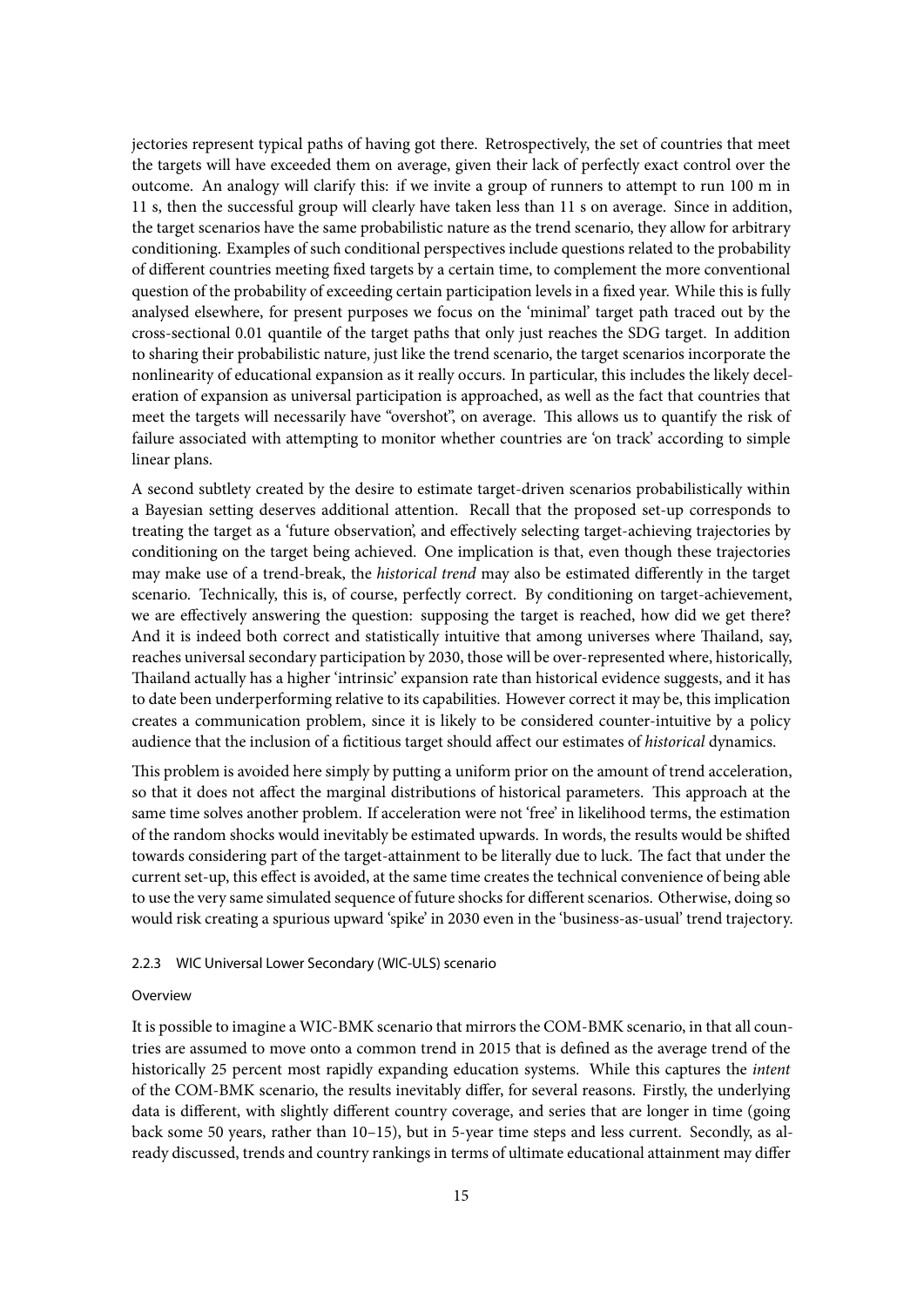jectories represent typical paths of having got there. Retrospectively, the set of countries that meet the targets will have exceeded them on average, given their lack of perfectly exact control over the outcome. An analogy will clarify this: if we invite a group of runners to attempt to run 100 m in 11 s, then the successful group will clearly have taken less than 11 s on average. Since in addition, the target scenarios have the same probabilistic nature as the trend scenario, they allow for arbitrary conditioning. Examples of such conditional perspectives include questions related to the probability of different countries meeting fixed targets by a certain time, to complement the more conventional question of the probability of exceeding certain participation levels in a fixed year. While this is fully analysed elsewhere, for present purposes we focus on the 'minimal' target path traced out by the cross-sectional 0.01 quantile of the target paths that only just reaches the SDG target. In addition to sharing their probabilistic nature, just like the trend scenario, the target scenarios incorporate the nonlinearity of educational expansion as it really occurs. In particular, this includes the likely deceleration of expansion as universal participation is approached, as well as the fact that countries that meet the targets will necessarily have "overshot", on average. This allows us to quantify the risk of failure associated with attempting to monitor whether countries are 'on track' according to simple linear plans.

A second subtlety created by the desire to estimate target-driven scenarios probabilistically within a Bayesian setting deserves additional attention. Recall that the proposed set-up corresponds to treating the target as a 'future observation', and effectively selecting target-achieving trajectories by conditioning on the target being achieved. One implication is that, even though these trajectories may make use of a trend-break, the *historical trend* may also be estimated differently in the target scenario. Technically, this is, of course, perfectly correct. By conditioning on target-achievement, we are effectively answering the question: supposing the target is reached, how did we get there? And it is indeed both correct and statistically intuitive that among universes where Thailand, say, reaches universal secondary participation by 2030, those will be over-represented where, historically, Thailand actually has a higher 'intrinsic' expansion rate than historical evidence suggests, and it has to date been underperforming relative to its capabilities. However correct it may be, this implication creates a communication problem, since it is likely to be considered counter-intuitive by a policy audience that the inclusion of a fictitious target should affect our estimates of *historical* dynamics.

This problem is avoided here simply by putting a uniform prior on the amount of trend acceleration, so that it does not affect the marginal distributions of historical parameters. This approach at the same time solves another problem. If acceleration were not 'free' in likelihood terms, the estimation of the random shocks would inevitably be estimated upwards. In words, the results would be shifted towards considering part of the target-attainment to be literally due to luck. The fact that under the current set-up, this effect is avoided, at the same time creates the technical convenience of being able to use the very same simulated sequence of future shocks for different scenarios. Otherwise, doing so would risk creating a spurious upward 'spike' in 2030 even in the 'business-as-usual' trend trajectory.

#### 2.2.3 WIC Universal Lower Secondary (WIC-ULS) scenario

##### Overview

It is possible to imagine a WIC-BMK scenario that mirrors the COM-BMK scenario, in that all countries are assumed to move onto a common trend in 2015 that is defined as the average trend of the historically 25 percent most rapidly expanding education systems. While this captures the *intent* of the COM-BMK scenario, the results inevitably differ, for several reasons. Firstly, the underlying data is different, with slightly different country coverage, and series that are longer in time (going back some 50 years, rather than 10–15), but in 5-year time steps and less current. Secondly, as already discussed, trends and country rankings in terms of ultimate educational attainment may differ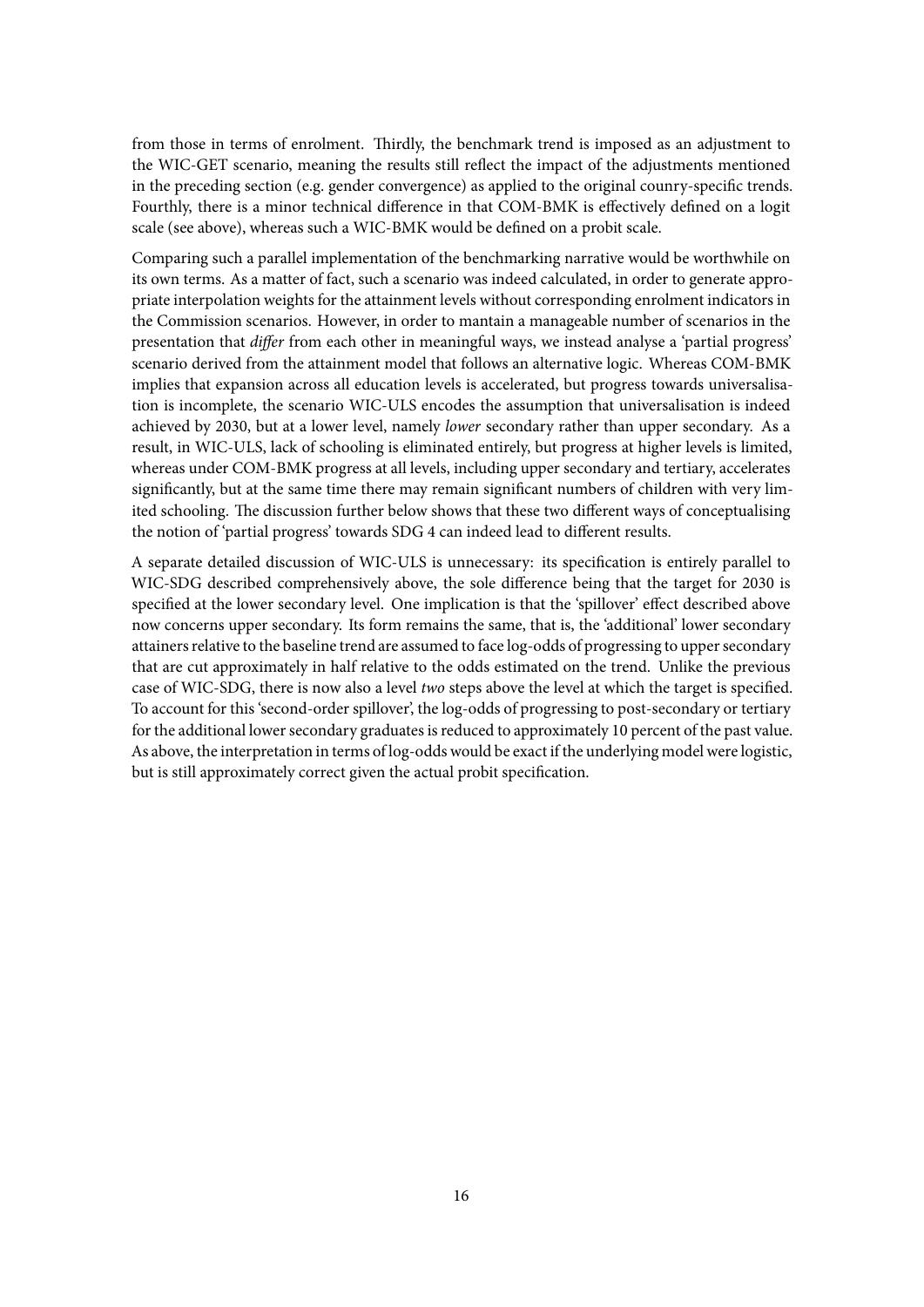from those in terms of enrolment. Thirdly, the benchmark trend is imposed as an adjustment to the WIC-GET scenario, meaning the results still reflect the impact of the adjustments mentioned in the preceding section (e.g. gender convergence) as applied to the original counry-specific trends. Fourthly, there is a minor technical difference in that COM-BMK is effectively defined on a logit scale (see above), whereas such a WIC-BMK would be defined on a probit scale.

Comparing such a parallel implementation of the benchmarking narrative would be worthwhile on its own terms. As a matter of fact, such a scenario was indeed calculated, in order to generate appropriate interpolation weights for the attainment levels without corresponding enrolment indicators in the Commission scenarios. However, in order to mantain a manageable number of scenarios in the presentation that *differ* from each other in meaningful ways, we instead analyse a 'partial progress' scenario derived from the attainment model that follows an alternative logic. Whereas COM-BMK implies that expansion across all education levels is accelerated, but progress towards universalisation is incomplete, the scenario WIC-ULS encodes the assumption that universalisation is indeed achieved by 2030, but at a lower level, namely *lower* secondary rather than upper secondary. As a result, in WIC-ULS, lack of schooling is eliminated entirely, but progress at higher levels is limited, whereas under COM-BMK progress at all levels, including upper secondary and tertiary, accelerates significantly, but at the same time there may remain significant numbers of children with very limited schooling. The discussion further below shows that these two different ways of conceptualising the notion of 'partial progress' towards SDG 4 can indeed lead to different results.

A separate detailed discussion of WIC-ULS is unnecessary: its specification is entirely parallel to WIC-SDG described comprehensively above, the sole difference being that the target for 2030 is specified at the lower secondary level. One implication is that the 'spillover' effect described above now concerns upper secondary. Its form remains the same, that is, the 'additional' lower secondary attainers relative to the baseline trend are assumed to face log-odds of progressing to upper secondary that are cut approximately in half relative to the odds estimated on the trend. Unlike the previous case of WIC-SDG, there is now also a level *two* steps above the level at which the target is specified. To account for this 'second-order spillover', the log-odds of progressing to post-secondary or tertiary for the additional lower secondary graduates is reduced to approximately 10 percent of the past value. As above, the interpretation in terms of log-odds would be exact if the underlying model were logistic, but is still approximately correct given the actual probit specification.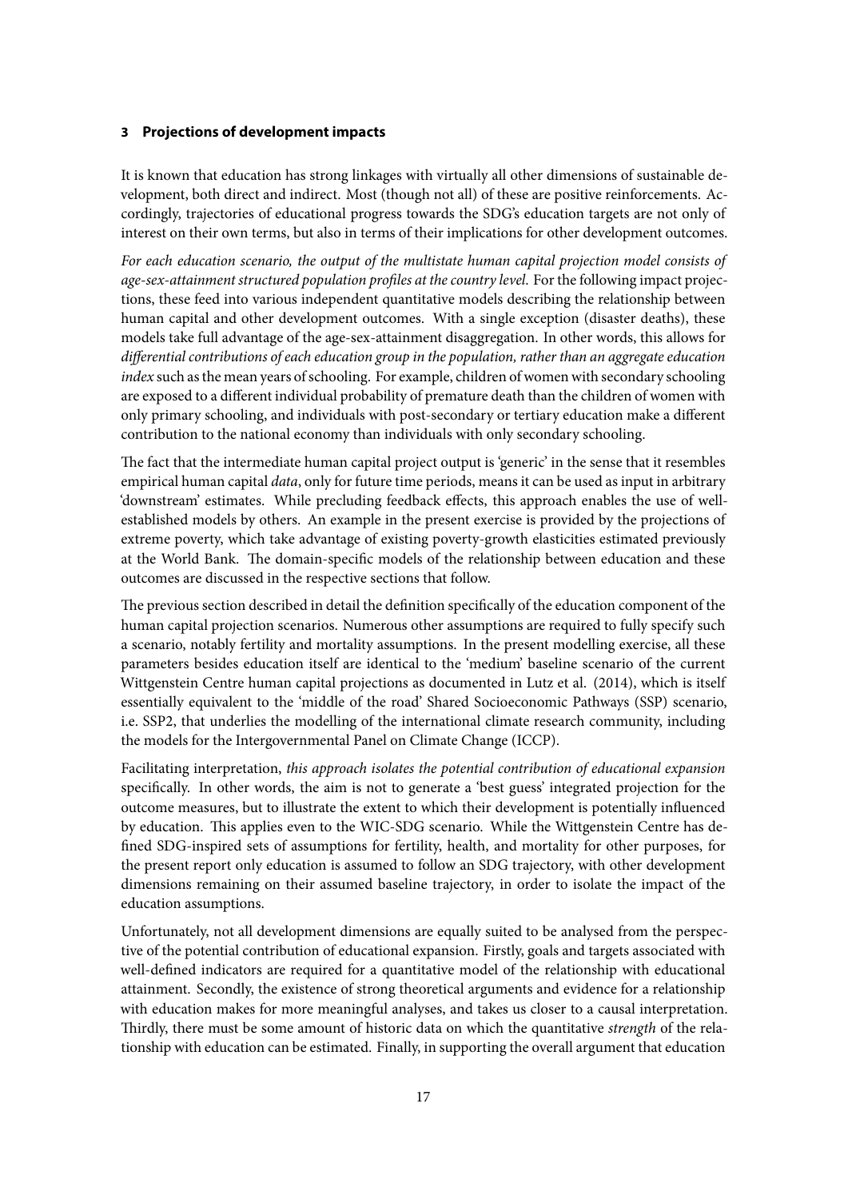## 3 Projections of development impacts

It is known that education has strong linkages with virtually all other dimensions of sustainable development, both direct and indirect. Most (though not all) of these are positive reinforcements. Accordingly, trajectories of educational progress towards the SDG's education targets are not only of interest on their own terms, but also in terms of their implications for other development outcomes.

*For each education scenario, the output of the multistate human capital projection model consists of age-sex-attainment structured population profiles at the country level.* For the following impact projections, these feed into various independent quantitative models describing the relationship between human capital and other development outcomes. With a single exception (disaster deaths), these models take full advantage of the age-sex-attainment disaggregation. In other words, this allows for *differential contributions of each education group in the population, rather than an aggregate education index* such as the mean years of schooling. For example, children of women with secondary schooling are exposed to a different individual probability of premature death than the children of women with only primary schooling, and individuals with post-secondary or tertiary education make a different contribution to the national economy than individuals with only secondary schooling.

The fact that the intermediate human capital project output is 'generic' in the sense that it resembles empirical human capital *data*, only for future time periods, means it can be used as input in arbitrary 'downstream' estimates. While precluding feedback effects, this approach enables the use of well-established models by others. An example in the present exercise is provided by the projections of extreme poverty, which take advantage of existing poverty-growth elasticities estimated previously at the World Bank. The domain-specific models of the relationship between education and these outcomes are discussed in the respective sections that follow.

The previous section described in detail the definition specifically of the education component of the human capital projection scenarios. Numerous other assumptions are required to fully specify such a scenario, notably fertility and mortality assumptions. In the present modelling exercise, all these parameters besides education itself are identical to the 'medium' baseline scenario of the current Wittgenstein Centre human capital projections as documented in Lutz et al. (2014), which is itself essentially equivalent to the 'middle of the road' Shared Socioeconomic Pathways (SSP) scenario, i.e. SSP2, that underlies the modelling of the international climate research community, including the models for the Intergovernmental Panel on Climate Change (ICCP).

Facilitating interpretation, *this approach isolates the potential contribution of educational expansion* specifically. In other words, the aim is not to generate a 'best guess' integrated projection for the outcome measures, but to illustrate the extent to which their development is potentially influenced by education. This applies even to the WIC-SDG scenario. While the Wittgenstein Centre has defined SDG-inspired sets of assumptions for fertility, health, and mortality for other purposes, for the present report only education is assumed to follow an SDG trajectory, with other development dimensions remaining on their assumed baseline trajectory, in order to isolate the impact of the education assumptions.

Unfortunately, not all development dimensions are equally suited to be analysed from the perspective of the potential contribution of educational expansion. Firstly, goals and targets associated with well-defined indicators are required for a quantitative model of the relationship with educational attainment. Secondly, the existence of strong theoretical arguments and evidence for a relationship with education makes for more meaningful analyses, and takes us closer to a causal interpretation. Thirdly, there must be some amount of historic data on which the quantitative *strength* of the relationship with education can be estimated. Finally, in supporting the overall argument that education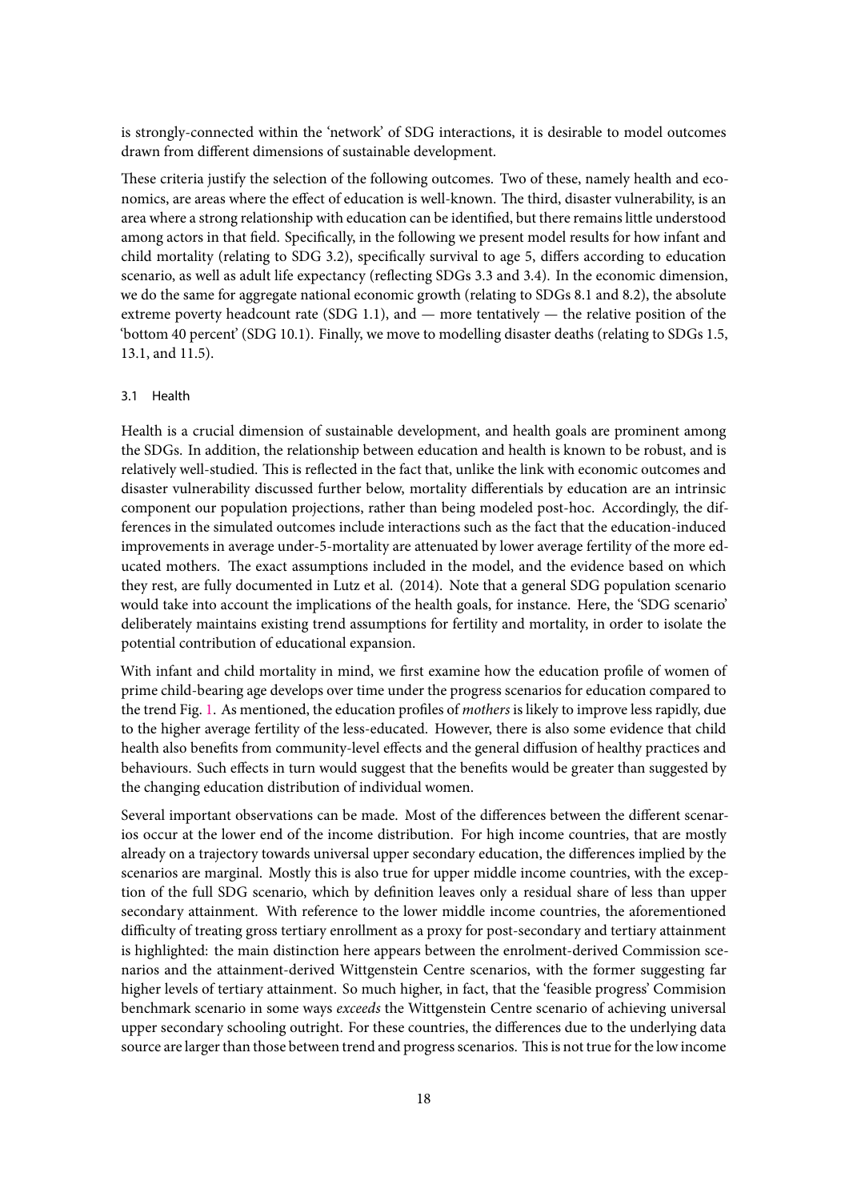is strongly-connected within the 'network' of SDG interactions, it is desirable to model outcomes drawn from different dimensions of sustainable development.

These criteria justify the selection of the following outcomes. Two of these, namely health and economics, are areas where the effect of education is well-known. The third, disaster vulnerability, is an area where a strong relationship with education can be identified, but there remains little understood among actors in that field. Specifically, in the following we present model results for how infant and child mortality (relating to SDG 3.2), specifically survival to age 5, differs according to education scenario, as well as adult life expectancy (reflecting SDGs 3.3 and 3.4). In the economic dimension, we do the same for aggregate national economic growth (relating to SDGs 8.1 and 8.2), the absolute extreme poverty headcount rate (SDG 1.1), and — more tentatively — the relative position of the 'bottom 40 percent' (SDG 10.1). Finally, we move to modelling disaster deaths (relating to SDGs 1.5, 13.1, and 11.5).

### 3.1 Health

Health is a crucial dimension of sustainable development, and health goals are prominent among the SDGs. In addition, the relationship between education and health is known to be robust, and is relatively well-studied. This is reflected in the fact that, unlike the link with economic outcomes and disaster vulnerability discussed further below, mortality differentials by education are an intrinsic component our population projections, rather than being modeled post-hoc. Accordingly, the differences in the simulated outcomes include interactions such as the fact that the education-induced improvements in average under-5-mortality are attenuated by lower average fertility of the more educated mothers. The exact assumptions included in the model, and the evidence based on which they rest, are fully documented in Lutz et al. (2014). Note that a general SDG population scenario would take into account the implications of the health goals, for instance. Here, the 'SDG scenario' deliberately maintains existing trend assumptions for fertility and mortality, in order to isolate the potential contribution of educational expansion.

With infant and child mortality in mind, we first examine how the education profile of women of prime child-bearing age develops over time under the progress scenarios for education compared to the trend Fig. 1. As mentioned, the education profiles of *mothers* is likely to improve less rapidly, due to the higher average fertility of the less-educated. However, there is also some evidence that child health also benefits from community-level effects and the general diffusion of healthy practices and behaviours. Such effects in turn would suggest that the benefits would be greater than suggested by the changing education distribution of individual women.

Several important observations can be made. Most of the differences between the different scenarios occur at the lower end of the income distribution. For high income countries, that are mostly already on a trajectory towards universal upper secondary education, the differences implied by the scenarios are marginal. Mostly this is also true for upper middle income countries, with the exception of the full SDG scenario, which by definition leaves only a residual share of less than upper secondary attainment. With reference to the lower middle income countries, the aforementioned difficulty of treating gross tertiary enrollment as a proxy for post-secondary and tertiary attainment is highlighted: the main distinction here appears between the enrolment-derived Commission scenarios and the attainment-derived Wittgenstein Centre scenarios, with the former suggesting far higher levels of tertiary attainment. So much higher, in fact, that the 'feasible progress' Commision benchmark scenario in some ways *exceeds* the Wittgenstein Centre scenario of achieving universal upper secondary schooling outright. For these countries, the differences due to the underlying data source are larger than those between trend and progress scenarios. This is not true for the low income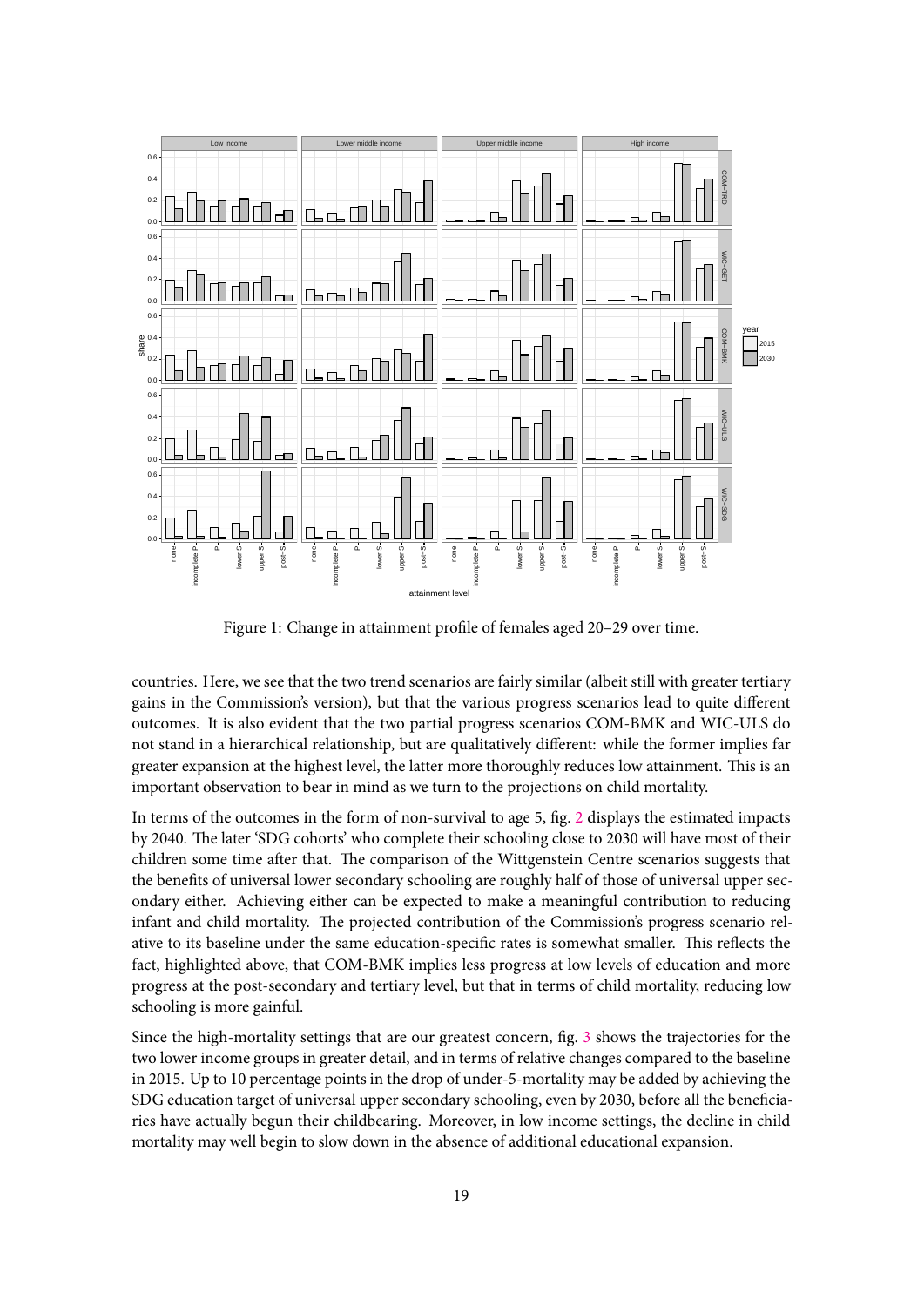Figure 1: Change in attainment profile of females aged 20–29 over time.

countries. Here, we see that the two trend scenarios are fairly similar (albeit still with greater tertiary gains in the Commission's version), but that the various progress scenarios lead to quite different outcomes. It is also evident that the two partial progress scenarios COM-BMK and WIC-ULS do not stand in a hierarchical relationship, but are qualitatively different: while the former implies far greater expansion at the highest level, the latter more thoroughly reduces low attainment. This is an important observation to bear in mind as we turn to the projections on child mortality.

In terms of the outcomes in the form of non-survival to age 5, fig. 2 displays the estimated impacts by 2040. The later 'SDG cohorts' who complete their schooling close to 2030 will have most of their children some time after that. The comparison of the Wittgenstein Centre scenarios suggests that the benefits of universal lower secondary schooling are roughly half of those of universal upper secondary either. Achieving either can be expected to make a meaningful contribution to reducing infant and child mortality. The projected contribution of the Commission's progress scenario relative to its baseline under the same education-specific rates is somewhat smaller. This reflects the fact, highlighted above, that COM-BMK implies less progress at low levels of education and more progress at the post-secondary and tertiary level, but that in terms of child mortality, reducing low schooling is more gainful.

Since the high-mortality settings that are our greatest concern, fig. 3 shows the trajectories for the two lower income groups in greater detail, and in terms of relative changes compared to the baseline in 2015. Up to 10 percentage points in the drop of under-5-mortality may be added by achieving the SDG education target of universal upper secondary schooling, even by 2030, before all the beneficiaries have actually begun their childbearing. Moreover, in low income settings, the decline in child mortality may well begin to slow down in the absence of additional educational expansion.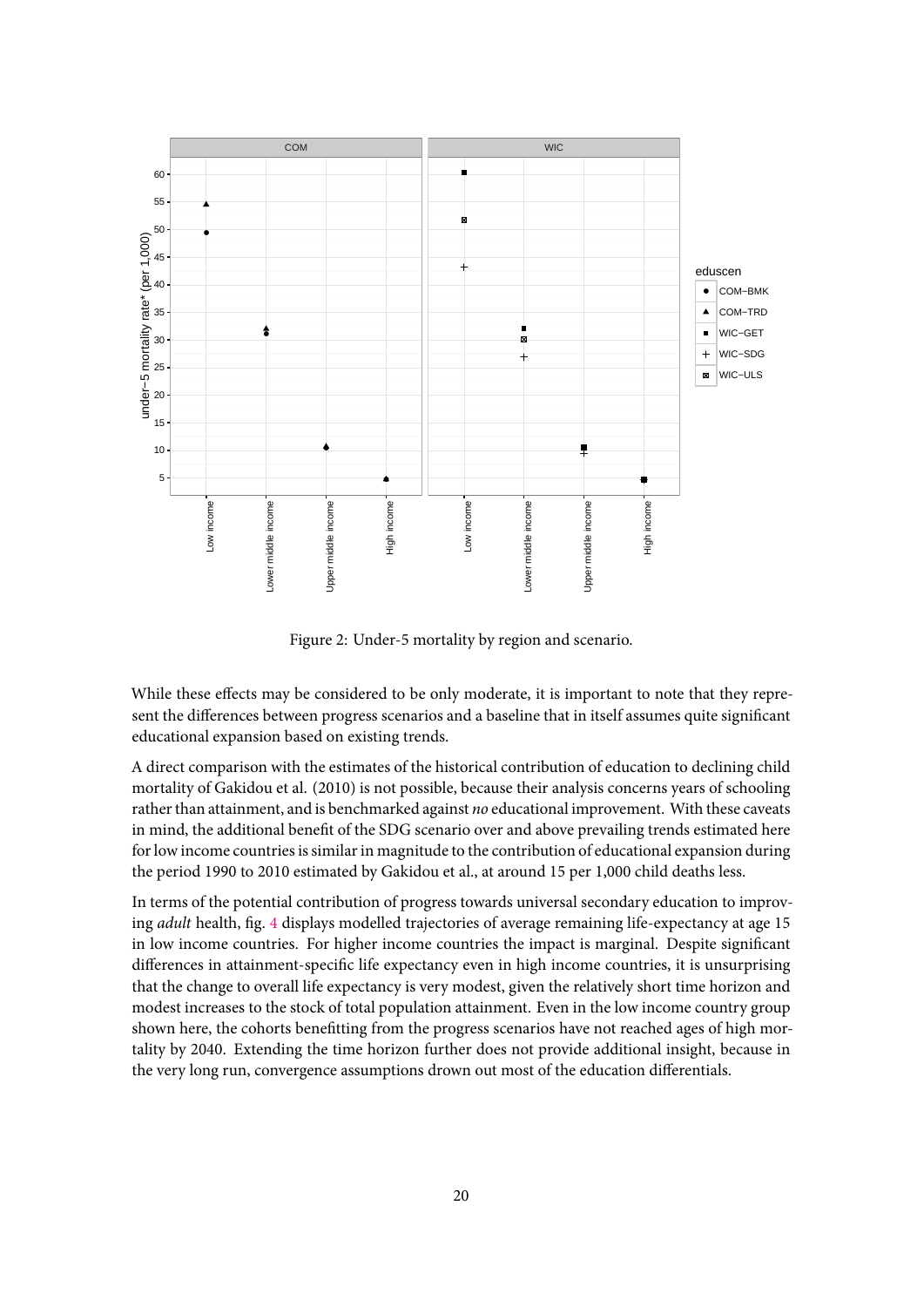Figure 2: Under-5 mortality by region and scenario.

While these effects may be considered to be only moderate, it is important to note that they represent the differences between progress scenarios and a baseline that in itself assumes quite significant educational expansion based on existing trends.

A direct comparison with the estimates of the historical contribution of education to declining child mortality of Gakidou et al. (2010) is not possible, because their analysis concerns years of schooling rather than attainment, and is benchmarked against *no* educational improvement. With these caveats in mind, the additional benefit of the SDG scenario over and above prevailing trends estimated here for low income countries is similar in magnitude to the contribution of educational expansion during the period 1990 to 2010 estimated by Gakidou et al., at around 15 per 1,000 child deaths less.

In terms of the potential contribution of progress towards universal secondary education to improving *adult* health, fig. 4 displays modelled trajectories of average remaining life-expectancy at age 15 in low income countries. For higher income countries the impact is marginal. Despite significant differences in attainment-specific life expectancy even in high income countries, it is unsurprising that the change to overall life expectancy is very modest, given the relatively short time horizon and modest increases to the stock of total population attainment. Even in the low income country group shown here, the cohorts benefitting from the progress scenarios have not reached ages of high mortality by 2040. Extending the time horizon further does not provide additional insight, because in the very long run, convergence assumptions drown out most of the education differentials.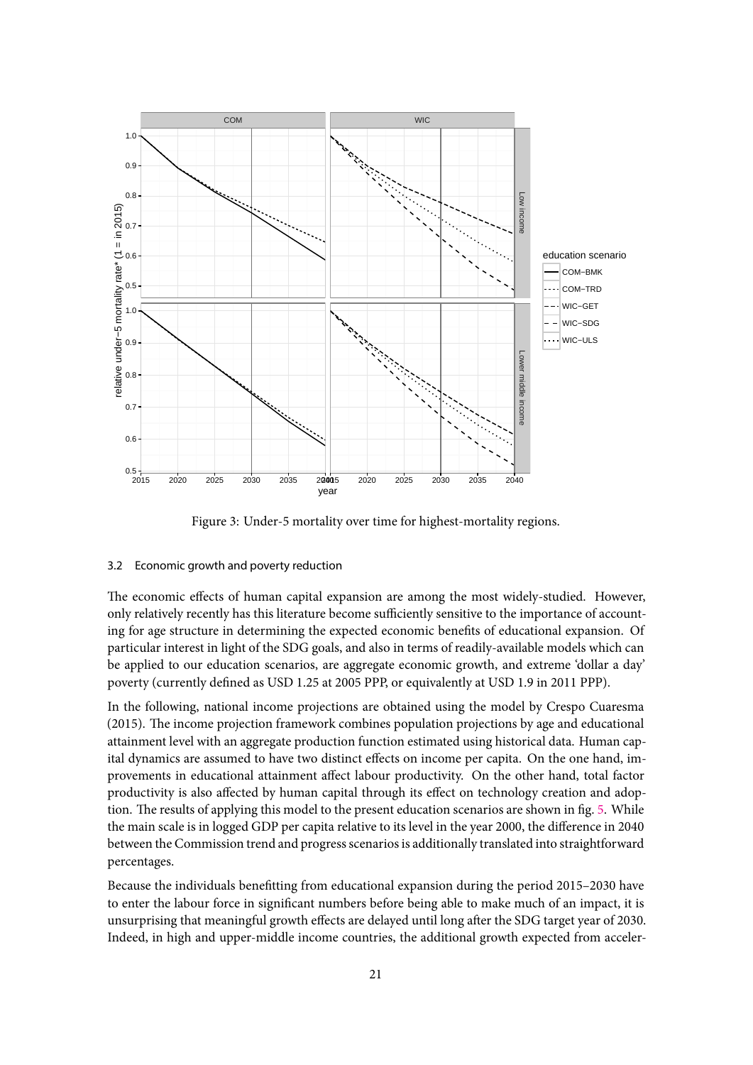Figure 3: Under-5 mortality over time for highest-mortality regions.

### 3.2 Economic growth and poverty reduction

The economic effects of human capital expansion are among the most widely-studied. However, only relatively recently has this literature become sufficiently sensitive to the importance of accounting for age structure in determining the expected economic benefits of educational expansion. Of particular interest in light of the SDG goals, and also in terms of readily-available models which can be applied to our education scenarios, are aggregate economic growth, and extreme 'dollar a day' poverty (currently defined as USD 1.25 at 2005 PPP, or equivalently at USD 1.9 in 2011 PPP).

In the following, national income projections are obtained using the model by Crespo Cuaresma (2015). The income projection framework combines population projections by age and educational attainment level with an aggregate production function estimated using historical data. Human capital dynamics are assumed to have two distinct effects on income per capita. On the one hand, improvements in educational attainment affect labour productivity. On the other hand, total factor productivity is also affected by human capital through its effect on technology creation and adoption. The results of applying this model to the present education scenarios are shown in fig. 5. While the main scale is in logged GDP per capita relative to its level in the year 2000, the difference in 2040 between the Commission trend and progress scenarios is additionally translated into straightforward percentages.

Because the individuals benefitting from educational expansion during the period 2015–2030 have to enter the labour force in significant numbers before being able to make much of an impact, it is unsurprising that meaningful growth effects are delayed until long after the SDG target year of 2030. Indeed, in high and upper-middle income countries, the additional growth expected from acceler-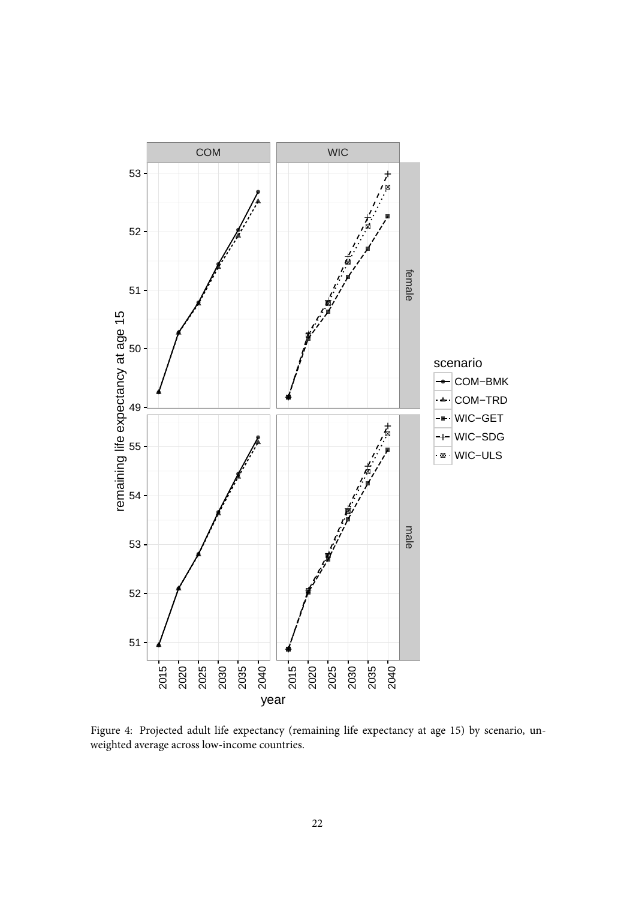Figure 4: Projected adult life expectancy (remaining life expectancy at age 15) by scenario, unweighted average across low-income countries.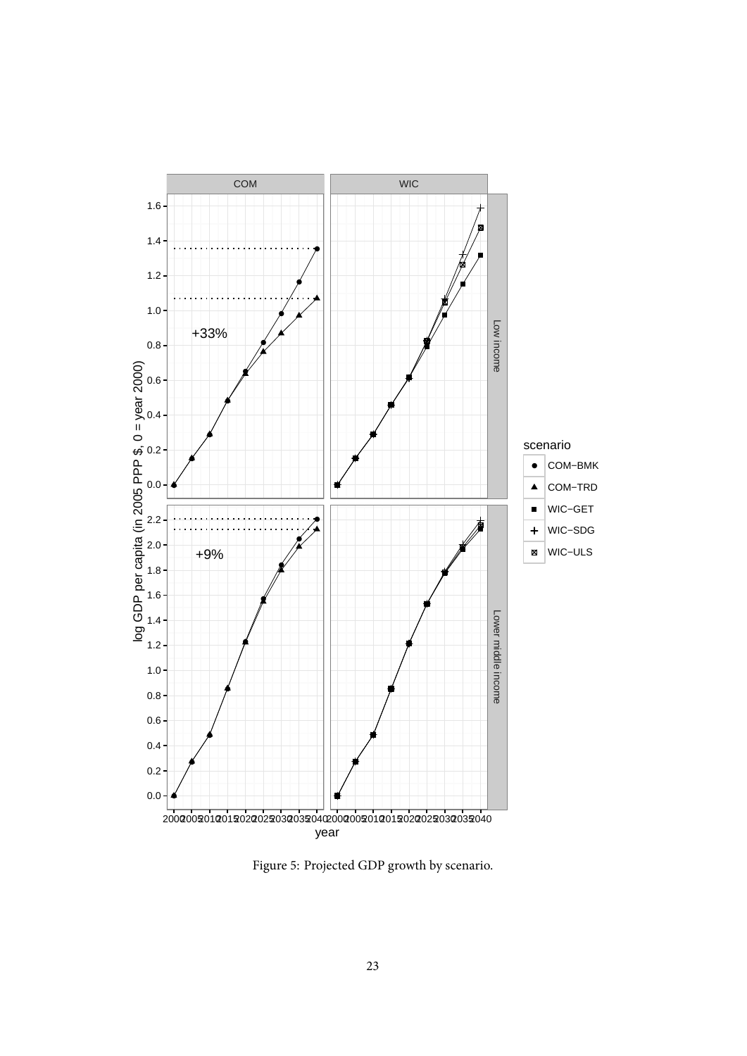Figure 5: Projected GDP growth by scenario.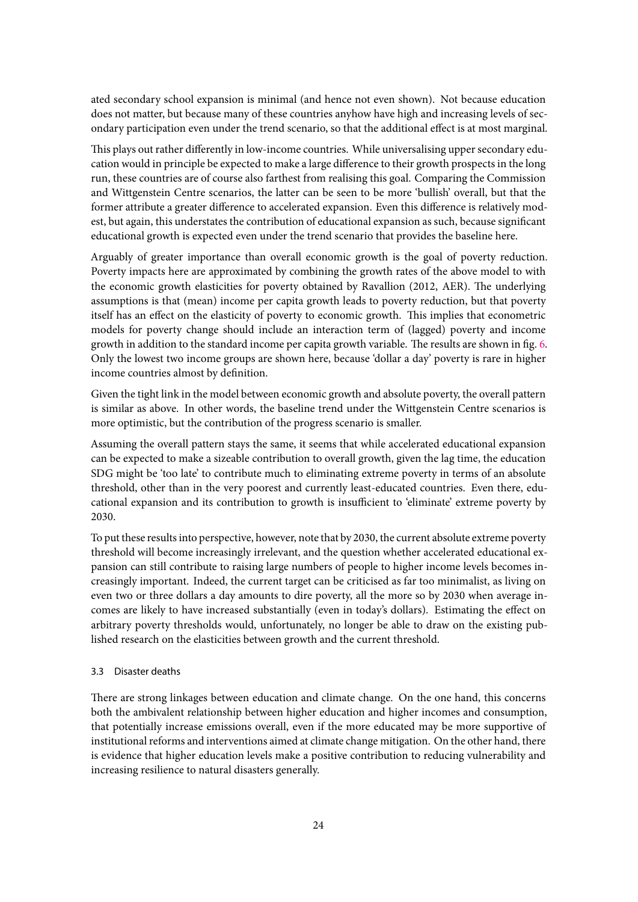ated secondary school expansion is minimal (and hence not even shown). Not because education does not matter, but because many of these countries anyhow have high and increasing levels of secondary participation even under the trend scenario, so that the additional effect is at most marginal.

This plays out rather differently in low-income countries. While universalising upper secondary education would in principle be expected to make a large difference to their growth prospects in the long run, these countries are of course also farthest from realising this goal. Comparing the Commission and Wittgenstein Centre scenarios, the latter can be seen to be more 'bullish' overall, but that the former attribute a greater difference to accelerated expansion. Even this difference is relatively modest, but again, this understates the contribution of educational expansion as such, because significant educational growth is expected even under the trend scenario that provides the baseline here.

Arguably of greater importance than overall economic growth is the goal of poverty reduction. Poverty impacts here are approximated by combining the growth rates of the above model to with the economic growth elasticities for poverty obtained by Ravallion (2012, AER). The underlying assumptions is that (mean) income per capita growth leads to poverty reduction, but that poverty itself has an effect on the elasticity of poverty to economic growth. This implies that econometric models for poverty change should include an interaction term of (lagged) poverty and income growth in addition to the standard income per capita growth variable. The results are shown in fig. 6. Only the lowest two income groups are shown here, because 'dollar a day' poverty is rare in higher income countries almost by definition.

Given the tight link in the model between economic growth and absolute poverty, the overall pattern is similar as above. In other words, the baseline trend under the Wittgenstein Centre scenarios is more optimistic, but the contribution of the progress scenario is smaller.

Assuming the overall pattern stays the same, it seems that while accelerated educational expansion can be expected to make a sizeable contribution to overall growth, given the lag time, the education SDG might be 'too late' to contribute much to eliminating extreme poverty in terms of an absolute threshold, other than in the very poorest and currently least-educated countries. Even there, educational expansion and its contribution to growth is insufficient to 'eliminate' extreme poverty by 2030.

To put these results into perspective, however, note that by 2030, the current absolute extreme poverty threshold will become increasingly irrelevant, and the question whether accelerated educational expansion can still contribute to raising large numbers of people to higher income levels becomes increasingly important. Indeed, the current target can be criticised as far too minimalist, as living on even two or three dollars a day amounts to dire poverty, all the more so by 2030 when average incomes are likely to have increased substantially (even in today's dollars). Estimating the effect on arbitrary poverty thresholds would, unfortunately, no longer be able to draw on the existing published research on the elasticities between growth and the current threshold.

### 3.3 Disaster deaths

There are strong linkages between education and climate change. On the one hand, this concerns both the ambivalent relationship between higher education and higher incomes and consumption, that potentially increase emissions overall, even if the more educated may be more supportive of institutional reforms and interventions aimed at climate change mitigation. On the other hand, there is evidence that higher education levels make a positive contribution to reducing vulnerability and increasing resilience to natural disasters generally.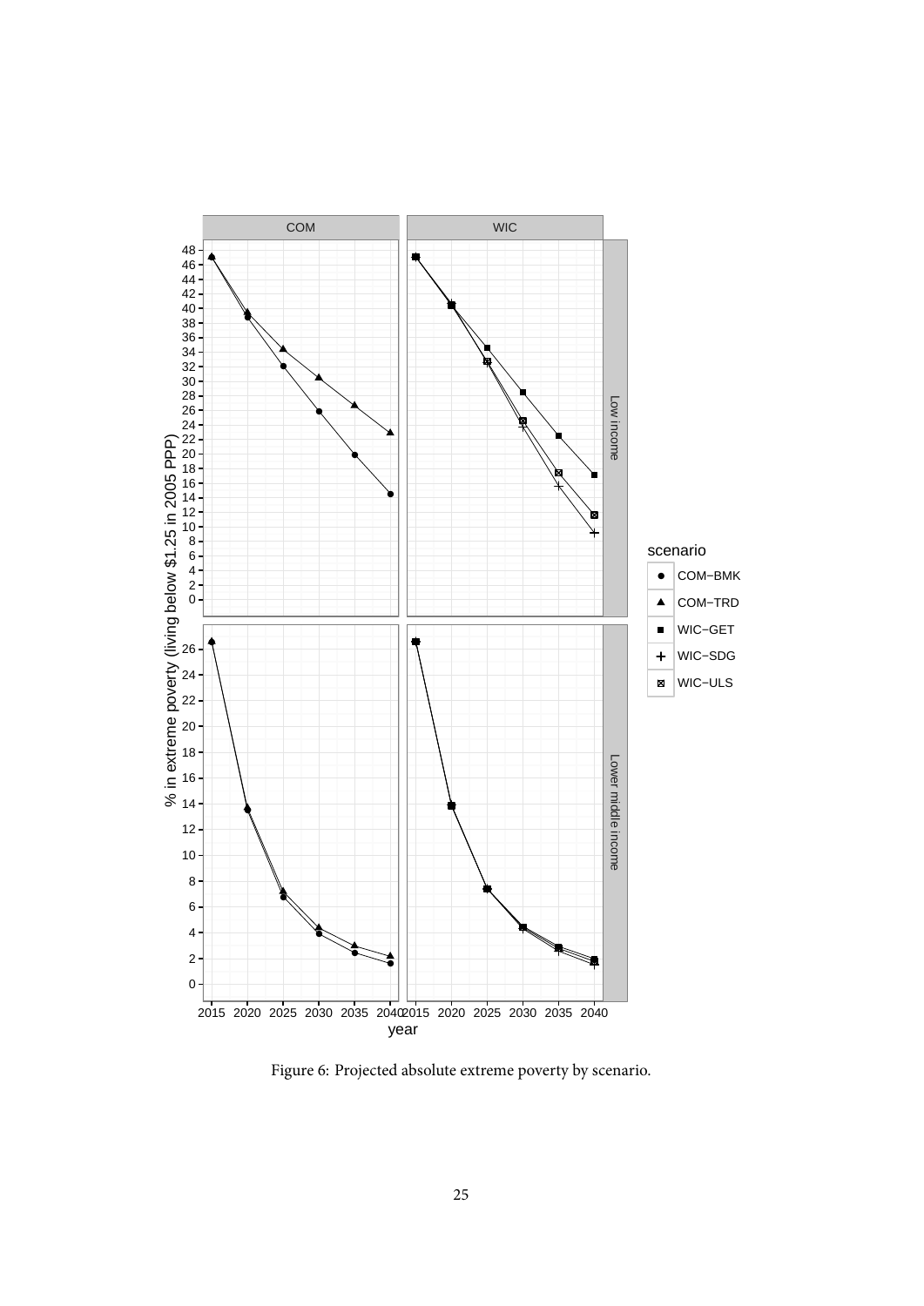Figure 6: Projected absolute extreme poverty by scenario.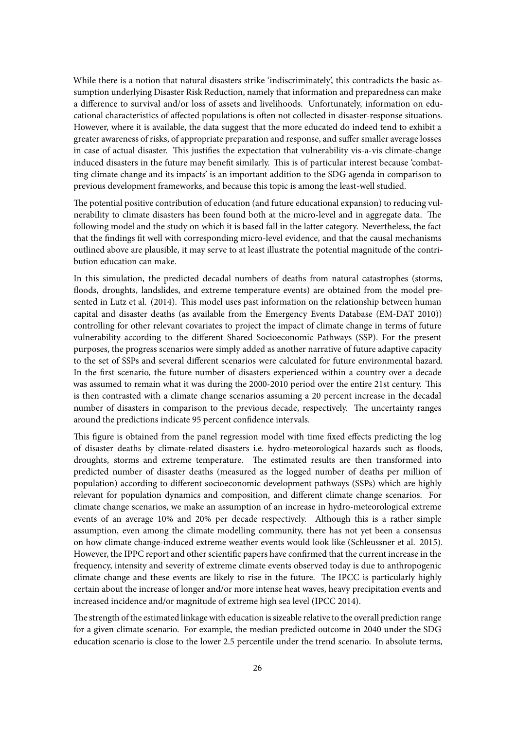While there is a notion that natural disasters strike 'indiscriminately', this contradicts the basic assumption underlying Disaster Risk Reduction, namely that information and preparedness can make a difference to survival and/or loss of assets and livelihoods. Unfortunately, information on educational characteristics of affected populations is often not collected in disaster-response situations. However, where it is available, the data suggest that the more educated do indeed tend to exhibit a greater awareness of risks, of appropriate preparation and response, and suffer smaller average losses in case of actual disaster. This justifies the expectation that vulnerability vis-a-vis climate-change induced disasters in the future may benefit similarly. This is of particular interest because 'combatting climate change and its impacts' is an important addition to the SDG agenda in comparison to previous development frameworks, and because this topic is among the least-well studied.

The potential positive contribution of education (and future educational expansion) to reducing vulnerability to climate disasters has been found both at the micro-level and in aggregate data. The following model and the study on which it is based fall in the latter category. Nevertheless, the fact that the findings fit well with corresponding micro-level evidence, and that the causal mechanisms outlined above are plausible, it may serve to at least illustrate the potential magnitude of the contribution education can make.

In this simulation, the predicted decadal numbers of deaths from natural catastrophes (storms, floods, droughts, landslides, and extreme temperature events) are obtained from the model presented in Lutz et al. (2014). This model uses past information on the relationship between human capital and disaster deaths (as available from the Emergency Events Database (EM-DAT 2010)) controlling for other relevant covariates to project the impact of climate change in terms of future vulnerability according to the different Shared Socioeconomic Pathways (SSP). For the present purposes, the progress scenarios were simply added as another narrative of future adaptive capacity to the set of SSPs and several different scenarios were calculated for future environmental hazard. In the first scenario, the future number of disasters experienced within a country over a decade was assumed to remain what it was during the 2000-2010 period over the entire 21st century. This is then contrasted with a climate change scenarios assuming a 20 percent increase in the decadal number of disasters in comparison to the previous decade, respectively. The uncertainty ranges around the predictions indicate 95 percent confidence intervals.

This figure is obtained from the panel regression model with time fixed effects predicting the log of disaster deaths by climate-related disasters i.e. hydro-meteorological hazards such as floods, droughts, storms and extreme temperature. The estimated results are then transformed into predicted number of disaster deaths (measured as the logged number of deaths per million of population) according to different socioeconomic development pathways (SSPs) which are highly relevant for population dynamics and composition, and different climate change scenarios. For climate change scenarios, we make an assumption of an increase in hydro-meteorological extreme events of an average 10% and 20% per decade respectively. Although this is a rather simple assumption, even among the climate modelling community, there has not yet been a consensus on how climate change-induced extreme weather events would look like (Schleussner et al. 2015). However, the IPPC report and other scientific papers have confirmed that the current increase in the frequency, intensity and severity of extreme climate events observed today is due to anthropogenic climate change and these events are likely to rise in the future. The IPCC is particularly highly certain about the increase of longer and/or more intense heat waves, heavy precipitation events and increased incidence and/or magnitude of extreme high sea level (IPCC 2014).

The strength of the estimated linkage with education is sizeable relative to the overall prediction range for a given climate scenario. For example, the median predicted outcome in 2040 under the SDG education scenario is close to the lower 2.5 percentile under the trend scenario. In absolute terms,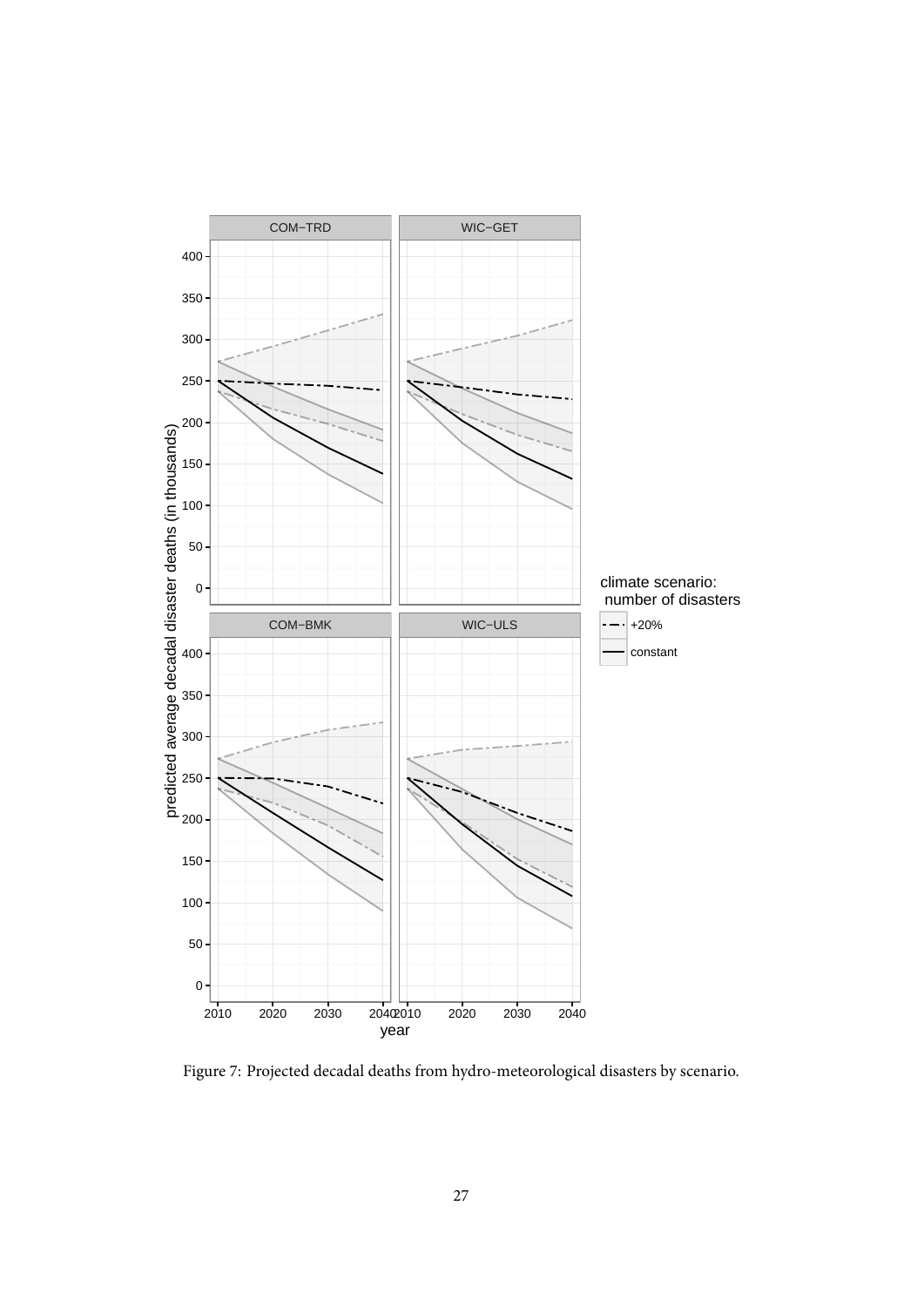Figure 7: Projected decadal deaths from hydro-meteorological disasters by scenario.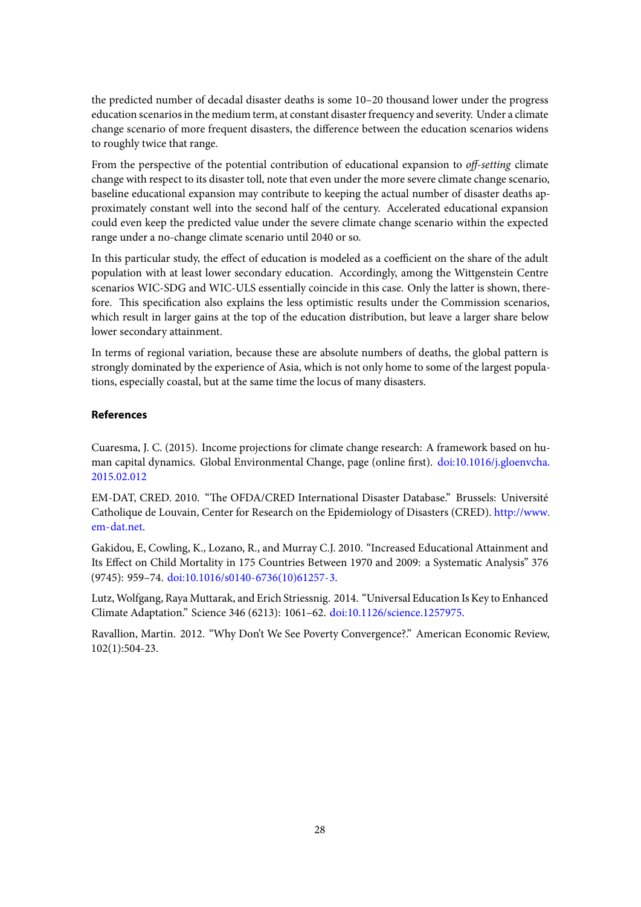the predicted number of decadal disaster deaths is some 10–20 thousand lower under the progress education scenarios in the medium term, at constant disaster frequency and severity. Under a climate change scenario of more frequent disasters, the difference between the education scenarios widens to roughly twice that range.

From the perspective of the potential contribution of educational expansion to *off-setting* climate change with respect to its disaster toll, note that even under the more severe climate change scenario, baseline educational expansion may contribute to keeping the actual number of disaster deaths approximately constant well into the second half of the century. Accelerated educational expansion could even keep the predicted value under the severe climate change scenario within the expected range under a no-change climate scenario until 2040 or so.

In this particular study, the effect of education is modeled as a coefficient on the share of the adult population with at least lower secondary education. Accordingly, among the Wittgenstein Centre scenarios WIC-SDG and WIC-ULS essentially coincide in this case. Only the latter is shown, therefore. This specification also explains the less optimistic results under the Commission scenarios, which result in larger gains at the top of the education distribution, but leave a larger share below lower secondary attainment.

In terms of regional variation, because these are absolute numbers of deaths, the global pattern is strongly dominated by the experience of Asia, which is not only home to some of the largest populations, especially coastal, but at the same time the locus of many disasters.

### References

Cuaresma, J. C. (2015). Income projections for climate change research: A framework based on human capital dynamics. Global Environmental Change, page (online first). doi:10.1016/j.gloenvcha.2015.02.012

EM-DAT, CRED. 2010. "The OFDA/CRED International Disaster Database." Brussels: Université Catholique de Louvain, Center for Research on the Epidemiology of Disasters (CRED). http://www.em-dat.net.

Gakidou, E, Cowling, K., Lozano, R., and Murray C.J. 2010. "Increased Educational Attainment and Its Effect on Child Mortality in 175 Countries Between 1970 and 2009: a Systematic Analysis" 376 (9745): 959–74. doi:10.1016/s0140-6736(10)61257-3.

Lutz, Wolfgang, Raya Muttarak, and Erich Striessnig. 2014. "Universal Education Is Key to Enhanced Climate Adaptation." Science 346 (6213): 1061–62. doi:10.1126/science.1257975.

Ravallion, Martin. 2012. "Why Don't We See Poverty Convergence?." American Economic Review, 102(1):504-23.